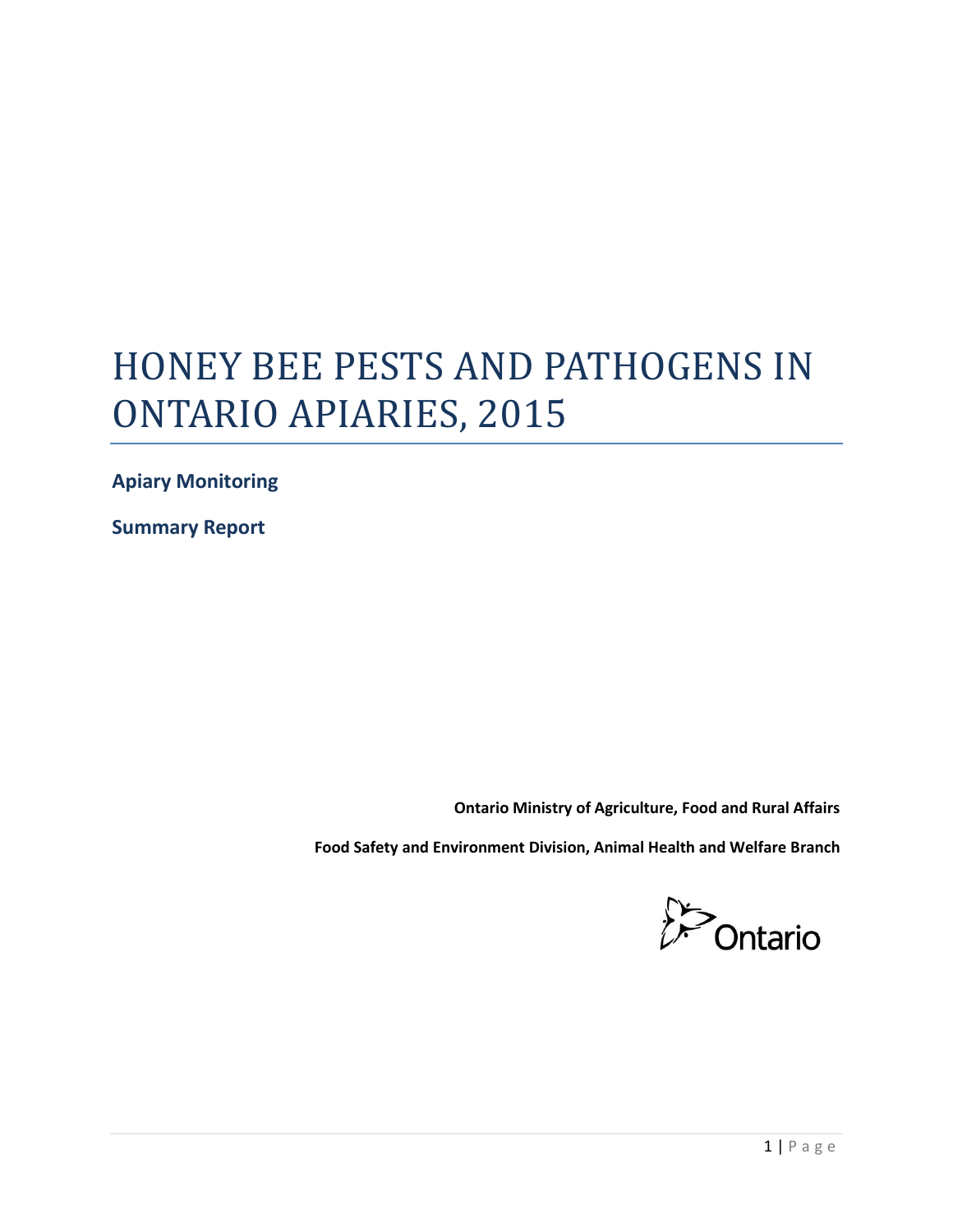# HONEY BEE PESTS AND PATHOGENS IN ONTARIO APIARIES, 2015

**Apiary Monitoring**

**Summary Report**

**Ontario Ministry of Agriculture, Food and Rural Affairs**

**Food Safety and Environment Division, Animal Health and Welfare Branch**

Ontario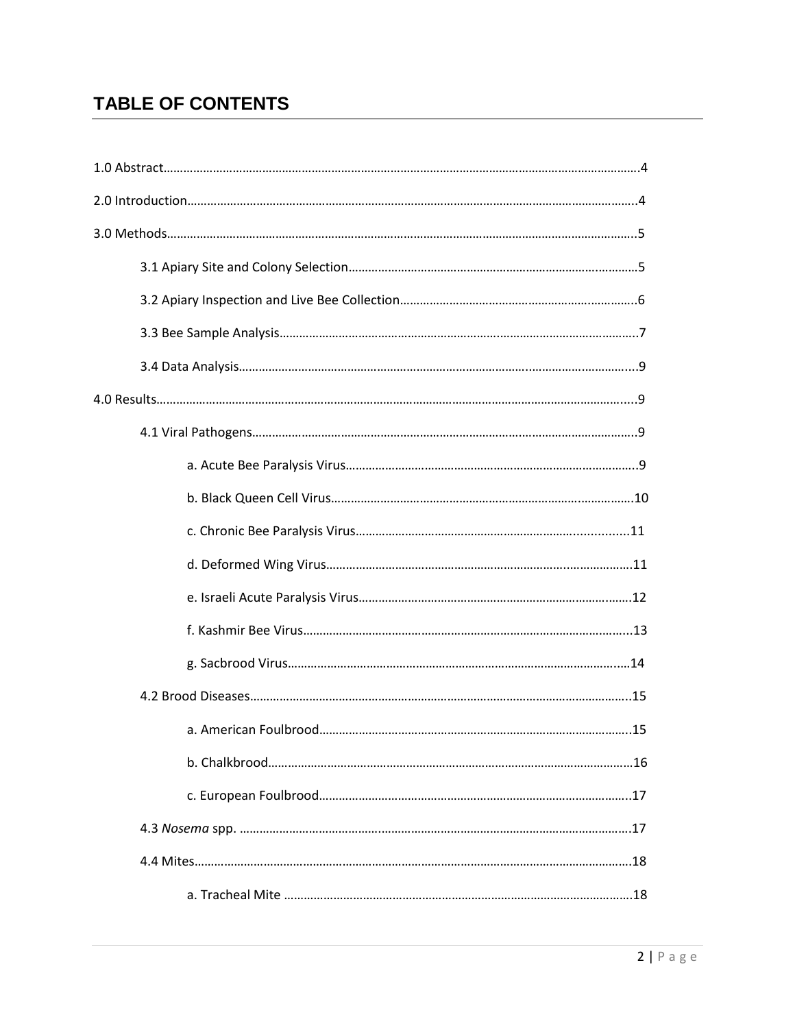## TABLE OF CONTENTS

1.0 Abstract……………………………………………………………………………………………………………………………….4

2.0 Introduction……………………………………………………………………………………………………………………….4

3.0 Methods…………………………………………………………………………………………………………………………….5

- 3.1 Apiary Site and Colony Selection……………………………………………………………………………5
- 3.2 Apiary Inspection and Live Bee Collection…………………………………………………………….6
- 3.3 Bee Sample Analysis…………………………………………………………………………………………….7
- 3.4 Data Analysis………………………………………………………………………………………………………9

4.0 Results……………………………………………………………………………………………………………………………..9

- 4.1 Viral Pathogens……………………………………………………………………………………………………9
  - a. Acute Bee Paralysis Virus……………………………………………………………………………9
  - b. Black Queen Cell Virus……………………………………………………………………………….10
  - c. Chronic Bee Paralysis Virus……………………………………………………………………….11
  - d. Deformed Wing Virus…………………………………………………………………………………11
  - e. Israeli Acute Paralysis Virus……………………………………………………………………….12
  - f. Kashmir Bee Virus………………………………………………………………………………………13
  - g. Sacbrood Virus…………………………………………………………………………………………..14
- 4.2 Brood Diseases…………………………………………………………………………………………………..15
  - a. American Foulbrood………………………………………………………………………………….15
  - b. Chalkbrood………………………………………………………………………………………………..16
  - c. European Foulbrood…………………………………………………………………………………..17
- 4.3 *Nosema* spp. ……………………………………………………………………………………………………..17
- 4.4 Mites………………………………………………………………………………………………………………….18
  - a. Tracheal Mite ……………………………………………………………………………………………18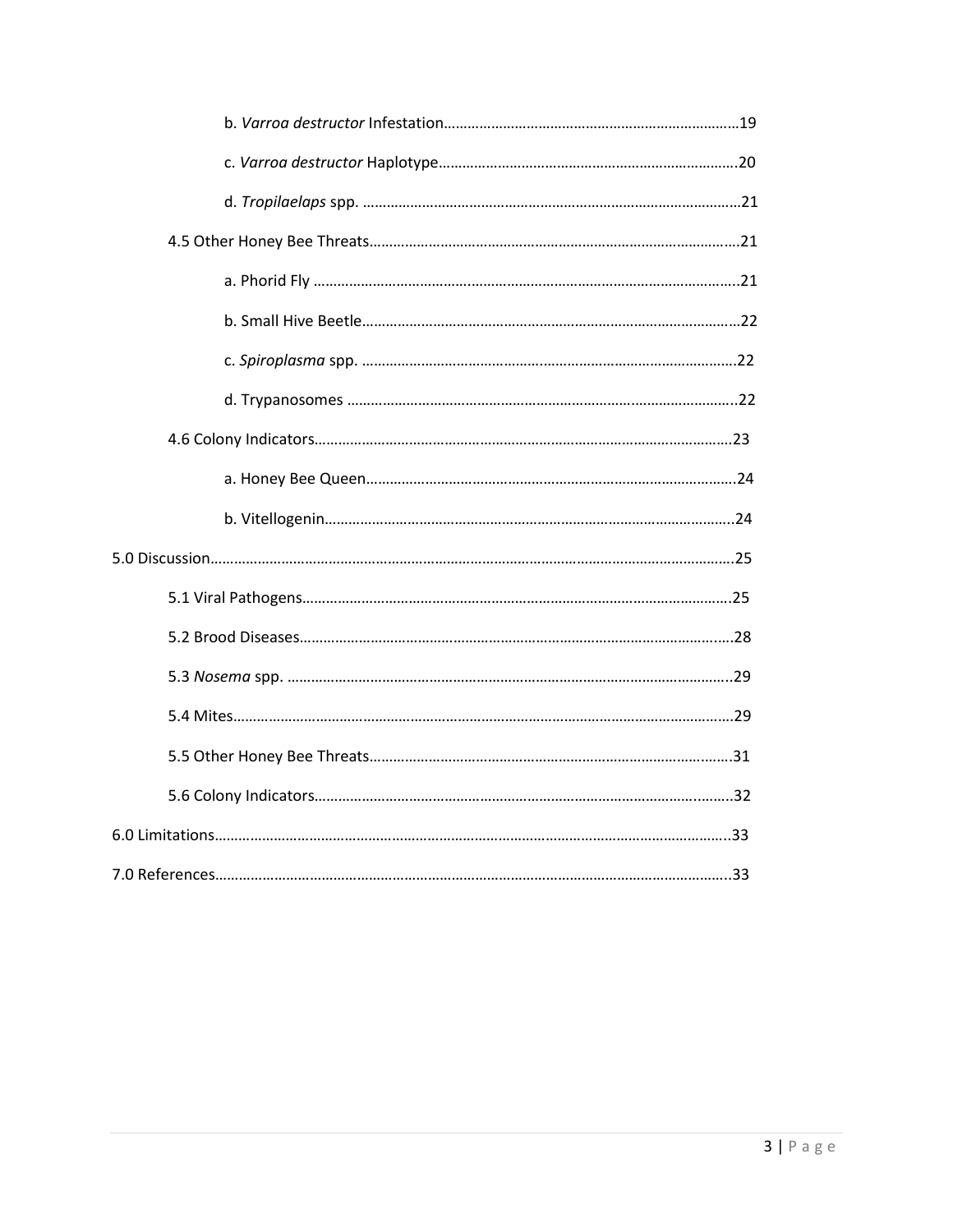b. *Varroa destructor* Infestation……………………………………………………………………19

c. *Varroa destructor* Haplotype…………………………………………………………………….20

d. *Tropilaelaps* spp. ……………………………………………………………………………………21

4.5 Other Honey Bee Threats…………………………………………………………………………………21

a. Phorid Fly ………………………………………………………………………………………….21

b. Small Hive Beetle……………………………………………………………………………………22

c. *Spiroplasma* spp. …………………………………………………………………………………..22

d. Trypanosomes ………………………………………………………………………………………..22

4.6 Colony Indicators……………………………………………………………………………………….23

a. Honey Bee Queen…………………………………………………………………………………….24

b. Vitellogenin……………………………………………………………………………………………..24

5.0 Discussion…………………………………………………………………………………………………………..25

5.1 Viral Pathogens………………………………………………………………………………………..25

5.2 Brood Diseases…………………………………………………………………………………………..28

5.3 *Nosema* spp. ……………………………………………………………………………………………..29

5.4 Mites………………………………………………………………………………………………………….29

5.5 Other Honey Bee Threats……………………………………………………………………………..31

5.6 Colony Indicators……………………………………………………………………………………….32

6.0 Limitations……………………………………………………………………………………………………….33

7.0 References……………………………………………………………………………………………………….33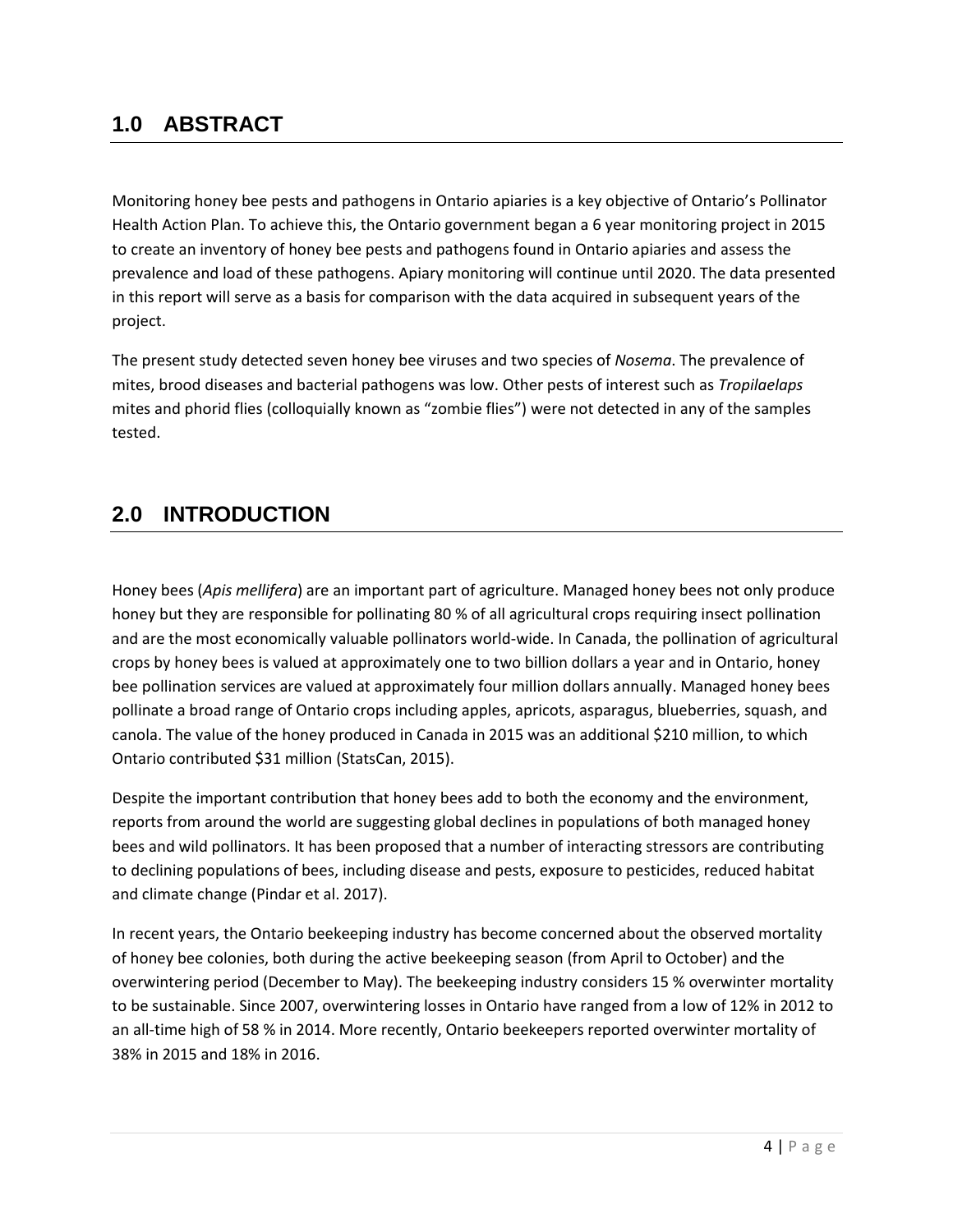## 1.0 ABSTRACT

Monitoring honey bee pests and pathogens in Ontario apiaries is a key objective of Ontario's Pollinator Health Action Plan. To achieve this, the Ontario government began a 6 year monitoring project in 2015 to create an inventory of honey bee pests and pathogens found in Ontario apiaries and assess the prevalence and load of these pathogens. Apiary monitoring will continue until 2020. The data presented in this report will serve as a basis for comparison with the data acquired in subsequent years of the project.

The present study detected seven honey bee viruses and two species of *Nosema*. The prevalence of mites, brood diseases and bacterial pathogens was low. Other pests of interest such as *Tropilaelaps* mites and phorid flies (colloquially known as "zombie flies") were not detected in any of the samples tested.

## 2.0 INTRODUCTION

Honey bees (*Apis mellifera*) are an important part of agriculture. Managed honey bees not only produce honey but they are responsible for pollinating 80 % of all agricultural crops requiring insect pollination and are the most economically valuable pollinators world-wide. In Canada, the pollination of agricultural crops by honey bees is valued at approximately one to two billion dollars a year and in Ontario, honey bee pollination services are valued at approximately four million dollars annually. Managed honey bees pollinate a broad range of Ontario crops including apples, apricots, asparagus, blueberries, squash, and canola. The value of the honey produced in Canada in 2015 was an additional $210 million, to which Ontario contributed $31 million (StatsCan, 2015).

Despite the important contribution that honey bees add to both the economy and the environment, reports from around the world are suggesting global declines in populations of both managed honey bees and wild pollinators. It has been proposed that a number of interacting stressors are contributing to declining populations of bees, including disease and pests, exposure to pesticides, reduced habitat and climate change (Pindar et al. 2017).

In recent years, the Ontario beekeeping industry has become concerned about the observed mortality of honey bee colonies, both during the active beekeeping season (from April to October) and the overwintering period (December to May). The beekeeping industry considers 15 % overwinter mortality to be sustainable. Since 2007, overwintering losses in Ontario have ranged from a low of 12% in 2012 to an all-time high of 58 % in 2014. More recently, Ontario beekeepers reported overwinter mortality of 38% in 2015 and 18% in 2016.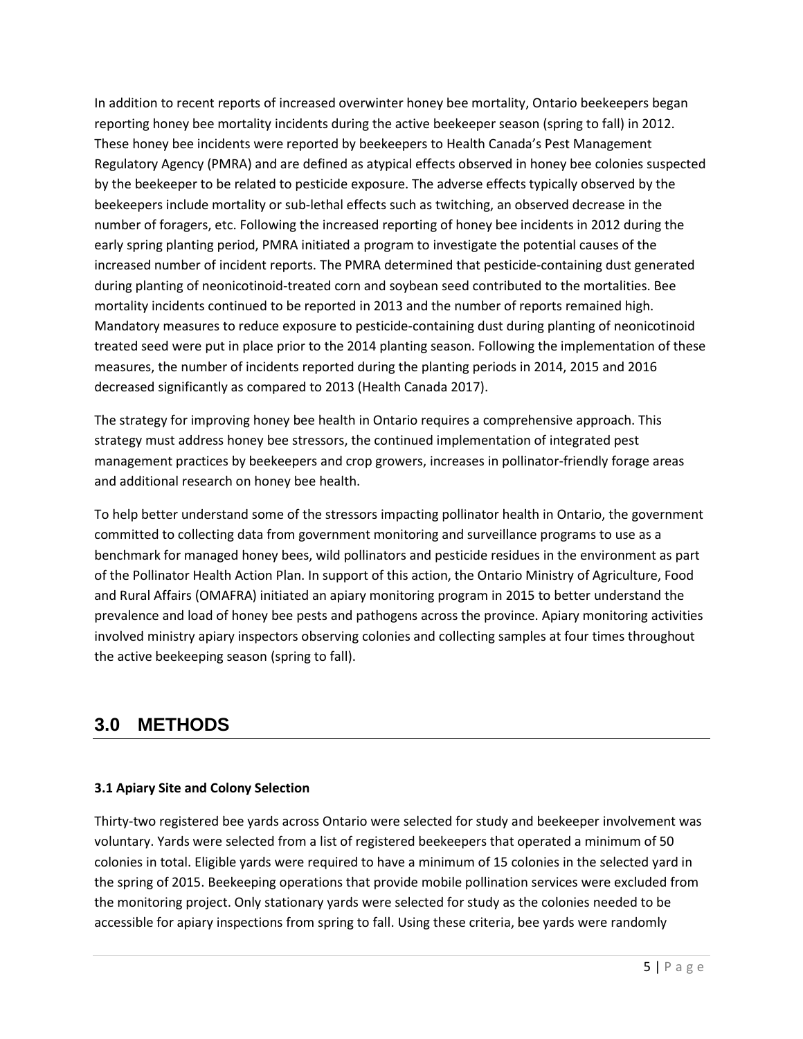In addition to recent reports of increased overwinter honey bee mortality, Ontario beekeepers began reporting honey bee mortality incidents during the active beekeeper season (spring to fall) in 2012. These honey bee incidents were reported by beekeepers to Health Canada's Pest Management Regulatory Agency (PMRA) and are defined as atypical effects observed in honey bee colonies suspected by the beekeeper to be related to pesticide exposure. The adverse effects typically observed by the beekeepers include mortality or sub-lethal effects such as twitching, an observed decrease in the number of foragers, etc. Following the increased reporting of honey bee incidents in 2012 during the early spring planting period, PMRA initiated a program to investigate the potential causes of the increased number of incident reports. The PMRA determined that pesticide-containing dust generated during planting of neonicotinoid-treated corn and soybean seed contributed to the mortalities. Bee mortality incidents continued to be reported in 2013 and the number of reports remained high. Mandatory measures to reduce exposure to pesticide-containing dust during planting of neonicotinoid treated seed were put in place prior to the 2014 planting season. Following the implementation of these measures, the number of incidents reported during the planting periods in 2014, 2015 and 2016 decreased significantly as compared to 2013 (Health Canada 2017).

The strategy for improving honey bee health in Ontario requires a comprehensive approach. This strategy must address honey bee stressors, the continued implementation of integrated pest management practices by beekeepers and crop growers, increases in pollinator-friendly forage areas and additional research on honey bee health.

To help better understand some of the stressors impacting pollinator health in Ontario, the government committed to collecting data from government monitoring and surveillance programs to use as a benchmark for managed honey bees, wild pollinators and pesticide residues in the environment as part of the Pollinator Health Action Plan. In support of this action, the Ontario Ministry of Agriculture, Food and Rural Affairs (OMAFRA) initiated an apiary monitoring program in 2015 to better understand the prevalence and load of honey bee pests and pathogens across the province. Apiary monitoring activities involved ministry apiary inspectors observing colonies and collecting samples at four times throughout the active beekeeping season (spring to fall).

# 3.0 METHODS

### 3.1 Apiary Site and Colony Selection

Thirty-two registered bee yards across Ontario were selected for study and beekeeper involvement was voluntary. Yards were selected from a list of registered beekeepers that operated a minimum of 50 colonies in total. Eligible yards were required to have a minimum of 15 colonies in the selected yard in the spring of 2015. Beekeeping operations that provide mobile pollination services were excluded from the monitoring project. Only stationary yards were selected for study as the colonies needed to be accessible for apiary inspections from spring to fall. Using these criteria, bee yards were randomly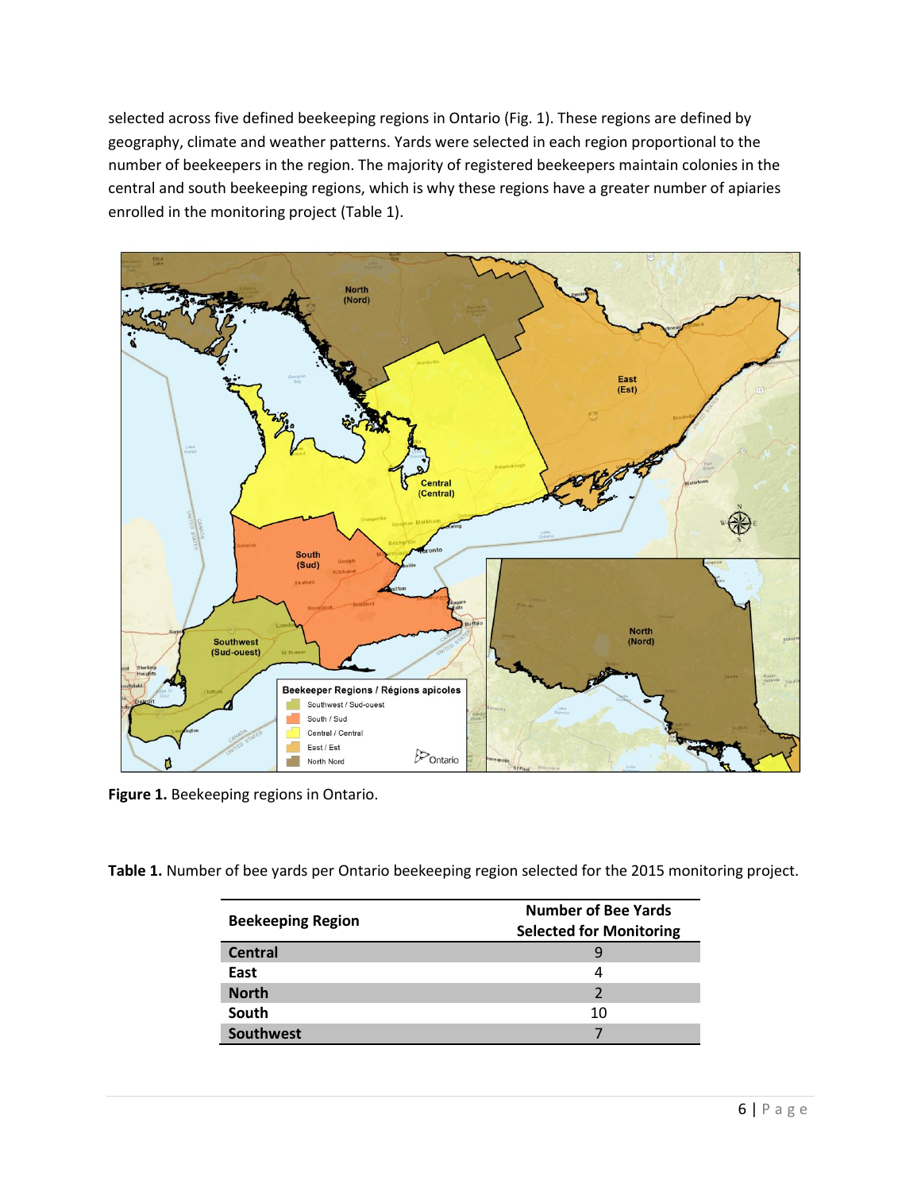selected across five defined beekeeping regions in Ontario (Fig. 1). These regions are defined by geography, climate and weather patterns. Yards were selected in each region proportional to the number of beekeepers in the region. The majority of registered beekeepers maintain colonies in the central and south beekeeping regions, which is why these regions have a greater number of apiaries enrolled in the monitoring project (Table 1).

**Figure 1.** Beekeeping regions in Ontario.

**Table 1.** Number of bee yards per Ontario beekeeping region selected for the 2015 monitoring project.

| Beekeeping Region | Number of Bee Yards Selected for Monitoring |
|---|---|
| **Central** | 9 |
| **East** | 4 |
| **North** | 2 |
| **South** | 10 |
| **Southwest** | 7 |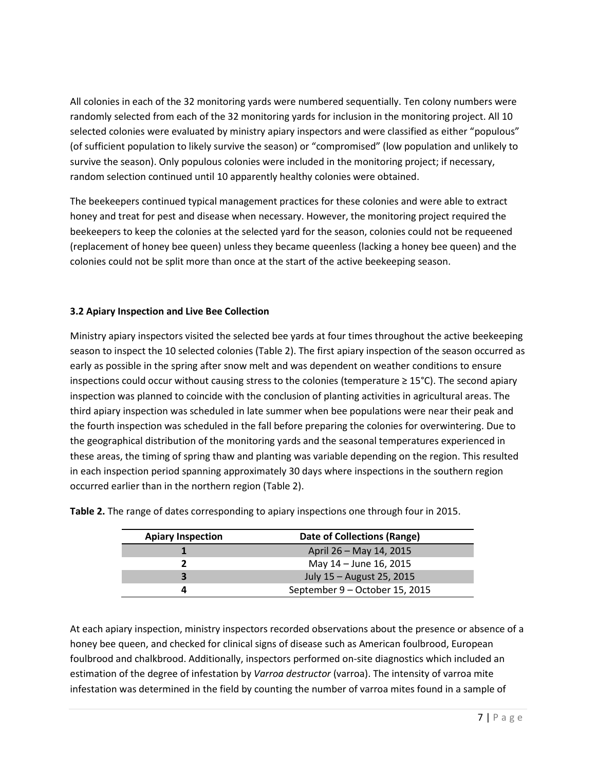All colonies in each of the 32 monitoring yards were numbered sequentially. Ten colony numbers were randomly selected from each of the 32 monitoring yards for inclusion in the monitoring project. All 10 selected colonies were evaluated by ministry apiary inspectors and were classified as either "populous" (of sufficient population to likely survive the season) or "compromised" (low population and unlikely to survive the season). Only populous colonies were included in the monitoring project; if necessary, random selection continued until 10 apparently healthy colonies were obtained.

The beekeepers continued typical management practices for these colonies and were able to extract honey and treat for pest and disease when necessary. However, the monitoring project required the beekeepers to keep the colonies at the selected yard for the season, colonies could not be requeened (replacement of honey bee queen) unless they became queenless (lacking a honey bee queen) and the colonies could not be split more than once at the start of the active beekeeping season.

### 3.2 Apiary Inspection and Live Bee Collection

Ministry apiary inspectors visited the selected bee yards at four times throughout the active beekeeping season to inspect the 10 selected colonies (Table 2). The first apiary inspection of the season occurred as early as possible in the spring after snow melt and was dependent on weather conditions to ensure inspections could occur without causing stress to the colonies (temperature ≥ 15°C). The second apiary inspection was planned to coincide with the conclusion of planting activities in agricultural areas. The third apiary inspection was scheduled in late summer when bee populations were near their peak and the fourth inspection was scheduled in the fall before preparing the colonies for overwintering. Due to the geographical distribution of the monitoring yards and the seasonal temperatures experienced in these areas, the timing of spring thaw and planting was variable depending on the region. This resulted in each inspection period spanning approximately 30 days where inspections in the southern region occurred earlier than in the northern region (Table 2).

**Table 2.** The range of dates corresponding to apiary inspections one through four in 2015.

| Apiary Inspection | Date of Collections (Range) |
|---|---|
| 1 | April 26 – May 14, 2015 |
| 2 | May 14 – June 16, 2015 |
| 3 | July 15 – August 25, 2015 |
| 4 | September 9 – October 15, 2015 |

At each apiary inspection, ministry inspectors recorded observations about the presence or absence of a honey bee queen, and checked for clinical signs of disease such as American foulbrood, European foulbrood and chalkbrood. Additionally, inspectors performed on-site diagnostics which included an estimation of the degree of infestation by *Varroa destructor* (varroa). The intensity of varroa mite infestation was determined in the field by counting the number of varroa mites found in a sample of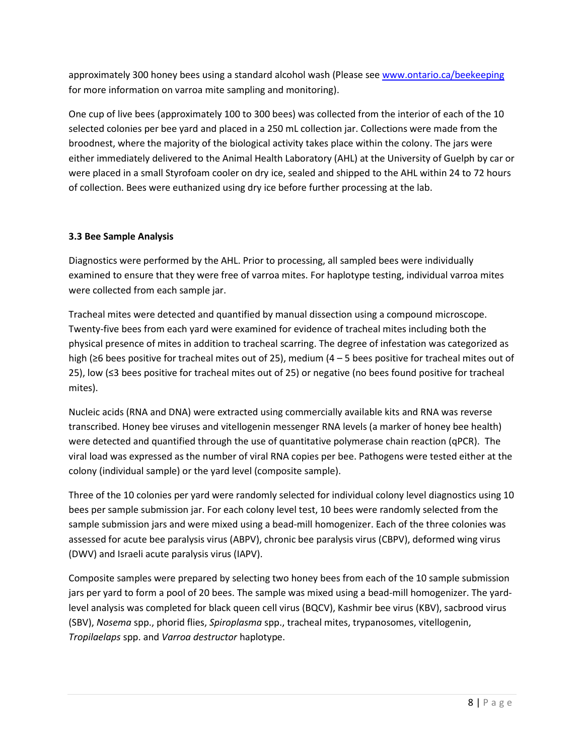approximately 300 honey bees using a standard alcohol wash (Please see [www.ontario.ca/beekeeping](http://www.ontario.ca/beekeeping) for more information on varroa mite sampling and monitoring).

One cup of live bees (approximately 100 to 300 bees) was collected from the interior of each of the 10 selected colonies per bee yard and placed in a 250 mL collection jar. Collections were made from the broodnest, where the majority of the biological activity takes place within the colony. The jars were either immediately delivered to the Animal Health Laboratory (AHL) at the University of Guelph by car or were placed in a small Styrofoam cooler on dry ice, sealed and shipped to the AHL within 24 to 72 hours of collection. Bees were euthanized using dry ice before further processing at the lab.

### 3.3 Bee Sample Analysis

Diagnostics were performed by the AHL. Prior to processing, all sampled bees were individually examined to ensure that they were free of varroa mites. For haplotype testing, individual varroa mites were collected from each sample jar.

Tracheal mites were detected and quantified by manual dissection using a compound microscope. Twenty-five bees from each yard were examined for evidence of tracheal mites including both the physical presence of mites in addition to tracheal scarring. The degree of infestation was categorized as high (≥6 bees positive for tracheal mites out of 25), medium (4 – 5 bees positive for tracheal mites out of 25), low (≤3 bees positive for tracheal mites out of 25) or negative (no bees found positive for tracheal mites).

Nucleic acids (RNA and DNA) were extracted using commercially available kits and RNA was reverse transcribed. Honey bee viruses and vitellogenin messenger RNA levels (a marker of honey bee health) were detected and quantified through the use of quantitative polymerase chain reaction (qPCR). The viral load was expressed as the number of viral RNA copies per bee. Pathogens were tested either at the colony (individual sample) or the yard level (composite sample).

Three of the 10 colonies per yard were randomly selected for individual colony level diagnostics using 10 bees per sample submission jar. For each colony level test, 10 bees were randomly selected from the sample submission jars and were mixed using a bead-mill homogenizer. Each of the three colonies was assessed for acute bee paralysis virus (ABPV), chronic bee paralysis virus (CBPV), deformed wing virus (DWV) and Israeli acute paralysis virus (IAPV).

Composite samples were prepared by selecting two honey bees from each of the 10 sample submission jars per yard to form a pool of 20 bees. The sample was mixed using a bead-mill homogenizer. The yard-level analysis was completed for black queen cell virus (BQCV), Kashmir bee virus (KBV), sacbrood virus (SBV), *Nosema* spp., phorid flies, *Spiroplasma* spp., tracheal mites, trypanosomes, vitellogenin, *Tropilaelaps* spp. and *Varroa destructor* haplotype.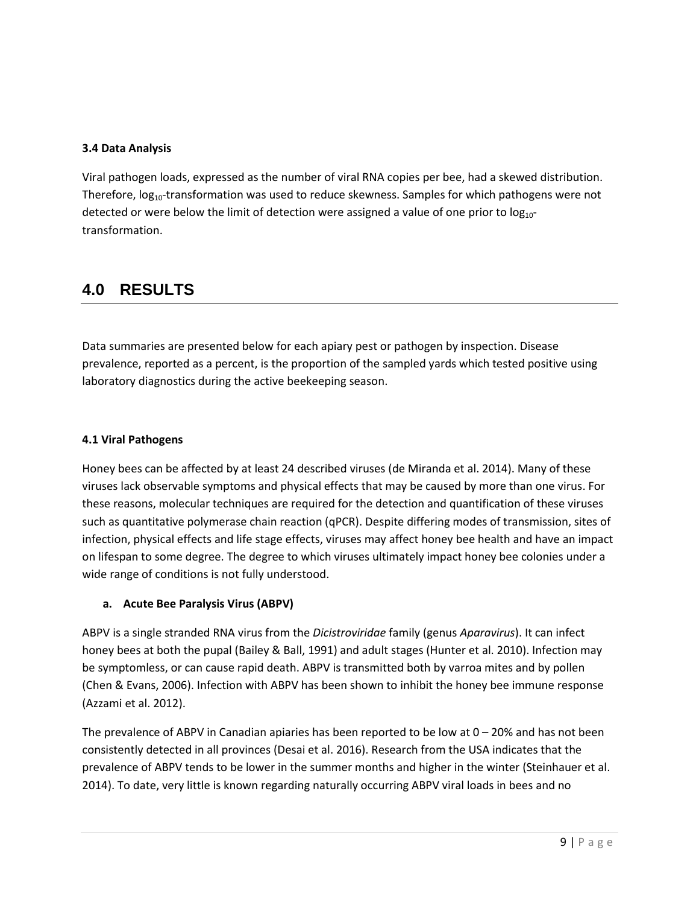### 3.4 Data Analysis

Viral pathogen loads, expressed as the number of viral RNA copies per bee, had a skewed distribution. Therefore, $\log_{10}$-transformation was used to reduce skewness. Samples for which pathogens were not detected or were below the limit of detection were assigned a value of one prior to $\log_{10}$-transformation.

# 4.0 RESULTS

Data summaries are presented below for each apiary pest or pathogen by inspection. Disease prevalence, reported as a percent, is the proportion of the sampled yards which tested positive using laboratory diagnostics during the active beekeeping season.

### 4.1 Viral Pathogens

Honey bees can be affected by at least 24 described viruses (de Miranda et al. 2014). Many of these viruses lack observable symptoms and physical effects that may be caused by more than one virus. For these reasons, molecular techniques are required for the detection and quantification of these viruses such as quantitative polymerase chain reaction (qPCR). Despite differing modes of transmission, sites of infection, physical effects and life stage effects, viruses may affect honey bee health and have an impact on lifespan to some degree. The degree to which viruses ultimately impact honey bee colonies under a wide range of conditions is not fully understood.

**a. Acute Bee Paralysis Virus (ABPV)**

ABPV is a single stranded RNA virus from the *Dicistroviridae* family (genus *Aparavirus*). It can infect honey bees at both the pupal (Bailey & Ball, 1991) and adult stages (Hunter et al. 2010). Infection may be symptomless, or can cause rapid death. ABPV is transmitted both by varroa mites and by pollen (Chen & Evans, 2006). Infection with ABPV has been shown to inhibit the honey bee immune response (Azzami et al. 2012).

The prevalence of ABPV in Canadian apiaries has been reported to be low at 0 – 20% and has not been consistently detected in all provinces (Desai et al. 2016). Research from the USA indicates that the prevalence of ABPV tends to be lower in the summer months and higher in the winter (Steinhauer et al. 2014). To date, very little is known regarding naturally occurring ABPV viral loads in bees and no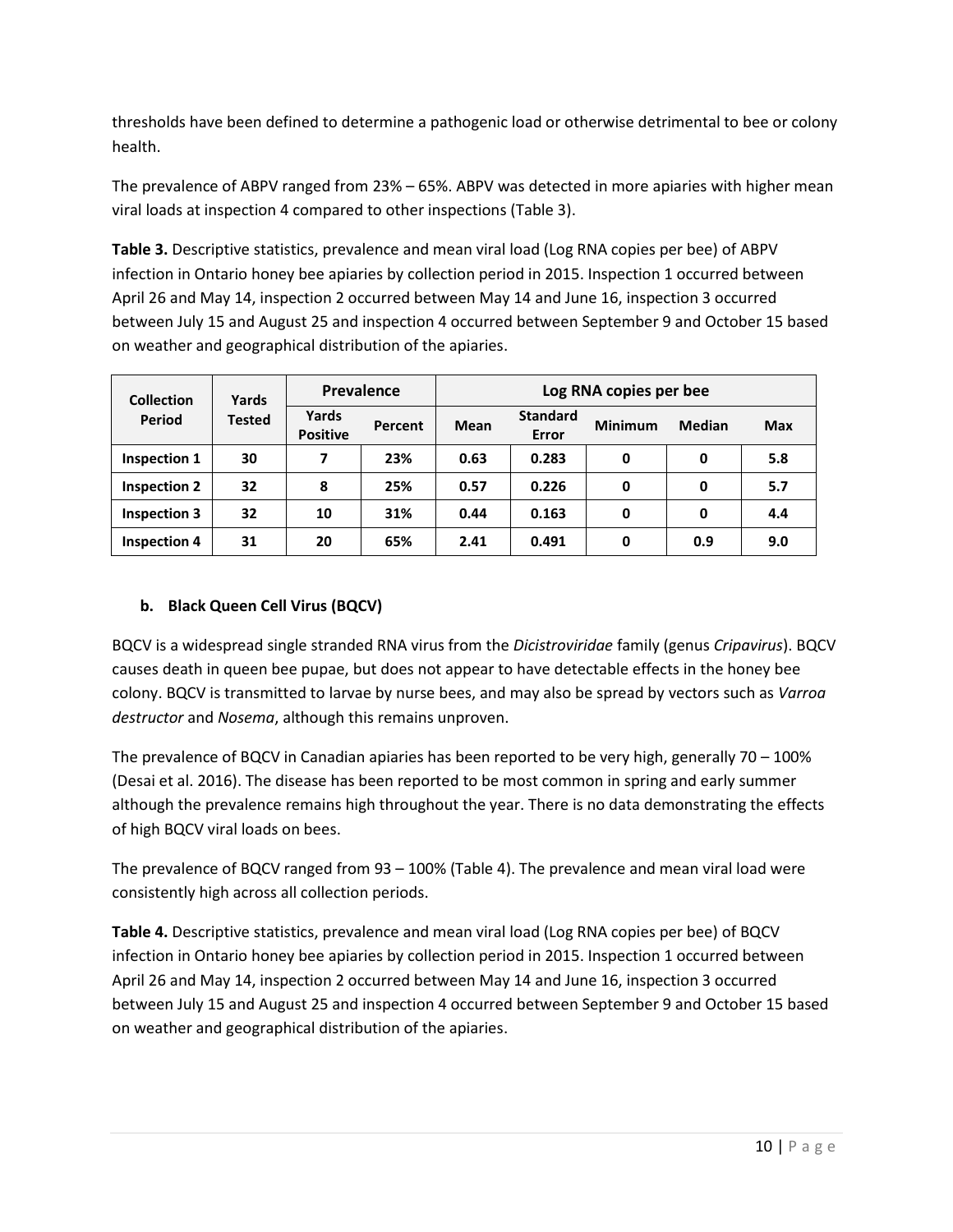thresholds have been defined to determine a pathogenic load or otherwise detrimental to bee or colony health.

The prevalence of ABPV ranged from 23% – 65%. ABPV was detected in more apiaries with higher mean viral loads at inspection 4 compared to other inspections (Table 3).

**Table 3.** Descriptive statistics, prevalence and mean viral load (Log RNA copies per bee) of ABPV infection in Ontario honey bee apiaries by collection period in 2015. Inspection 1 occurred between April 26 and May 14, inspection 2 occurred between May 14 and June 16, inspection 3 occurred between July 15 and August 25 and inspection 4 occurred between September 9 and October 15 based on weather and geographical distribution of the apiaries.

| Collection Period | Yards Tested | Prevalence | | Log RNA copies per bee | | | | |
|---|---|---|---|---|---|---|---|---|
| | | Yards Positive | Percent | Mean | Standard Error | Minimum | Median | Max |
| **Inspection 1** | 30 | 7 | 23% | 0.63 | 0.283 | 0 | 0 | 5.8 |
| **Inspection 2** | 32 | 8 | 25% | 0.57 | 0.226 | 0 | 0 | 5.7 |
| **Inspection 3** | 32 | 10 | 31% | 0.44 | 0.163 | 0 | 0 | 4.4 |
| **Inspection 4** | 31 | 20 | 65% | 2.41 | 0.491 | 0 | 0.9 | 9.0 |

### b. Black Queen Cell Virus (BQCV)

BQCV is a widespread single stranded RNA virus from the *Dicistroviridae* family (genus *Cripavirus*). BQCV causes death in queen bee pupae, but does not appear to have detectable effects in the honey bee colony. BQCV is transmitted to larvae by nurse bees, and may also be spread by vectors such as *Varroa destructor* and *Nosema*, although this remains unproven.

The prevalence of BQCV in Canadian apiaries has been reported to be very high, generally 70 – 100% (Desai et al. 2016). The disease has been reported to be most common in spring and early summer although the prevalence remains high throughout the year. There is no data demonstrating the effects of high BQCV viral loads on bees.

The prevalence of BQCV ranged from 93 – 100% (Table 4). The prevalence and mean viral load were consistently high across all collection periods.

**Table 4.** Descriptive statistics, prevalence and mean viral load (Log RNA copies per bee) of BQCV infection in Ontario honey bee apiaries by collection period in 2015. Inspection 1 occurred between April 26 and May 14, inspection 2 occurred between May 14 and June 16, inspection 3 occurred between July 15 and August 25 and inspection 4 occurred between September 9 and October 15 based on weather and geographical distribution of the apiaries.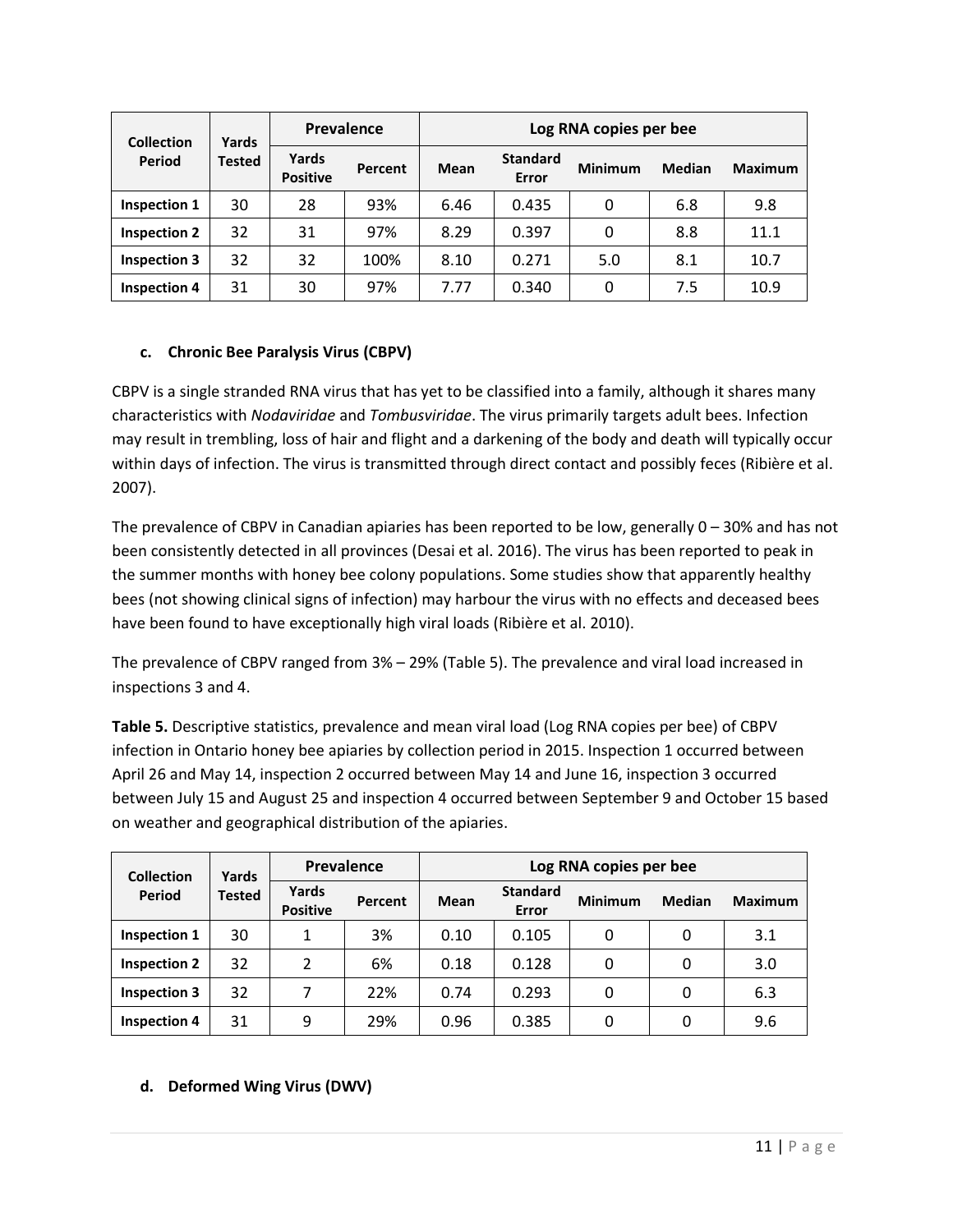| Collection Period | Yards Tested | Prevalence | | Log RNA copies per bee | | | | |
|---|---|---|---|---|---|---|---|---|
| | | Yards Positive | Percent | Mean | Standard Error | Minimum | Median | Maximum |
| **Inspection 1** | 30 | 28 | 93% | 6.46 | 0.435 | 0 | 6.8 | 9.8 |
| **Inspection 2** | 32 | 31 | 97% | 8.29 | 0.397 | 0 | 8.8 | 11.1 |
| **Inspection 3** | 32 | 32 | 100% | 8.10 | 0.271 | 5.0 | 8.1 | 10.7 |
| **Inspection 4** | 31 | 30 | 97% | 7.77 | 0.340 | 0 | 7.5 | 10.9 |

#### c. Chronic Bee Paralysis Virus (CBPV)

CBPV is a single stranded RNA virus that has yet to be classified into a family, although it shares many characteristics with *Nodaviridae* and *Tombusviridae*. The virus primarily targets adult bees. Infection may result in trembling, loss of hair and flight and a darkening of the body and death will typically occur within days of infection. The virus is transmitted through direct contact and possibly feces (Ribière et al. 2007).

The prevalence of CBPV in Canadian apiaries has been reported to be low, generally 0 – 30% and has not been consistently detected in all provinces (Desai et al. 2016). The virus has been reported to peak in the summer months with honey bee colony populations. Some studies show that apparently healthy bees (not showing clinical signs of infection) may harbour the virus with no effects and deceased bees have been found to have exceptionally high viral loads (Ribière et al. 2010).

The prevalence of CBPV ranged from 3% – 29% (Table 5). The prevalence and viral load increased in inspections 3 and 4.

**Table 5.** Descriptive statistics, prevalence and mean viral load (Log RNA copies per bee) of CBPV infection in Ontario honey bee apiaries by collection period in 2015. Inspection 1 occurred between April 26 and May 14, inspection 2 occurred between May 14 and June 16, inspection 3 occurred between July 15 and August 25 and inspection 4 occurred between September 9 and October 15 based on weather and geographical distribution of the apiaries.

| Collection Period | Yards Tested | Prevalence | | Log RNA copies per bee | | | | |
|---|---|---|---|---|---|---|---|---|
| | | Yards Positive | Percent | Mean | Standard Error | Minimum | Median | Maximum |
| **Inspection 1** | 30 | 1 | 3% | 0.10 | 0.105 | 0 | 0 | 3.1 |
| **Inspection 2** | 32 | 2 | 6% | 0.18 | 0.128 | 0 | 0 | 3.0 |
| **Inspection 3** | 32 | 7 | 22% | 0.74 | 0.293 | 0 | 0 | 6.3 |
| **Inspection 4** | 31 | 9 | 29% | 0.96 | 0.385 | 0 | 0 | 9.6 |

#### d. Deformed Wing Virus (DWV)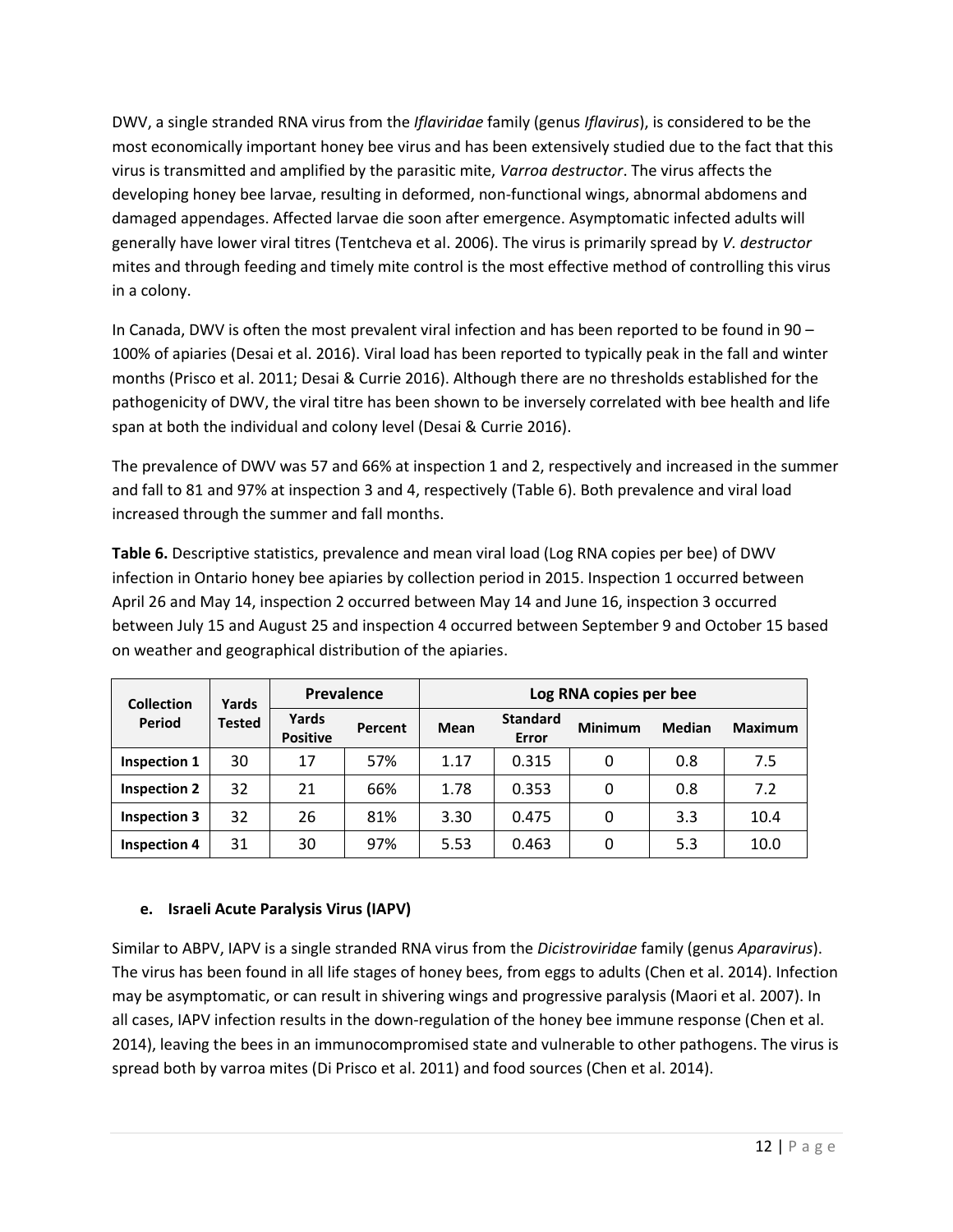DWV, a single stranded RNA virus from the *Iflaviridae* family (genus *Iflavirus*), is considered to be the most economically important honey bee virus and has been extensively studied due to the fact that this virus is transmitted and amplified by the parasitic mite, *Varroa destructor*. The virus affects the developing honey bee larvae, resulting in deformed, non-functional wings, abnormal abdomens and damaged appendages. Affected larvae die soon after emergence. Asymptomatic infected adults will generally have lower viral titres (Tentcheva et al. 2006). The virus is primarily spread by *V. destructor* mites and through feeding and timely mite control is the most effective method of controlling this virus in a colony.

In Canada, DWV is often the most prevalent viral infection and has been reported to be found in 90 – 100% of apiaries (Desai et al. 2016). Viral load has been reported to typically peak in the fall and winter months (Prisco et al. 2011; Desai & Currie 2016). Although there are no thresholds established for the pathogenicity of DWV, the viral titre has been shown to be inversely correlated with bee health and life span at both the individual and colony level (Desai & Currie 2016).

The prevalence of DWV was 57 and 66% at inspection 1 and 2, respectively and increased in the summer and fall to 81 and 97% at inspection 3 and 4, respectively (Table 6). Both prevalence and viral load increased through the summer and fall months.

**Table 6.** Descriptive statistics, prevalence and mean viral load (Log RNA copies per bee) of DWV infection in Ontario honey bee apiaries by collection period in 2015. Inspection 1 occurred between April 26 and May 14, inspection 2 occurred between May 14 and June 16, inspection 3 occurred between July 15 and August 25 and inspection 4 occurred between September 9 and October 15 based on weather and geographical distribution of the apiaries.

| Collection Period | Yards Tested | Prevalence | | Log RNA copies per bee | | | | |
|---|---|---|---|---|---|---|---|---|
| | | Yards Positive | Percent | Mean | Standard Error | Minimum | Median | Maximum |
| **Inspection 1** | 30 | 17 | 57% | 1.17 | 0.315 | 0 | 0.8 | 7.5 |
| **Inspection 2** | 32 | 21 | 66% | 1.78 | 0.353 | 0 | 0.8 | 7.2 |
| **Inspection 3** | 32 | 26 | 81% | 3.30 | 0.475 | 0 | 3.3 | 10.4 |
| **Inspection 4** | 31 | 30 | 97% | 5.53 | 0.463 | 0 | 5.3 | 10.0 |

#### e. Israeli Acute Paralysis Virus (IAPV)

Similar to ABPV, IAPV is a single stranded RNA virus from the *Dicistroviridae* family (genus *Aparavirus*). The virus has been found in all life stages of honey bees, from eggs to adults (Chen et al. 2014). Infection may be asymptomatic, or can result in shivering wings and progressive paralysis (Maori et al. 2007). In all cases, IAPV infection results in the down-regulation of the honey bee immune response (Chen et al. 2014), leaving the bees in an immunocompromised state and vulnerable to other pathogens. The virus is spread both by varroa mites (Di Prisco et al. 2011) and food sources (Chen et al. 2014).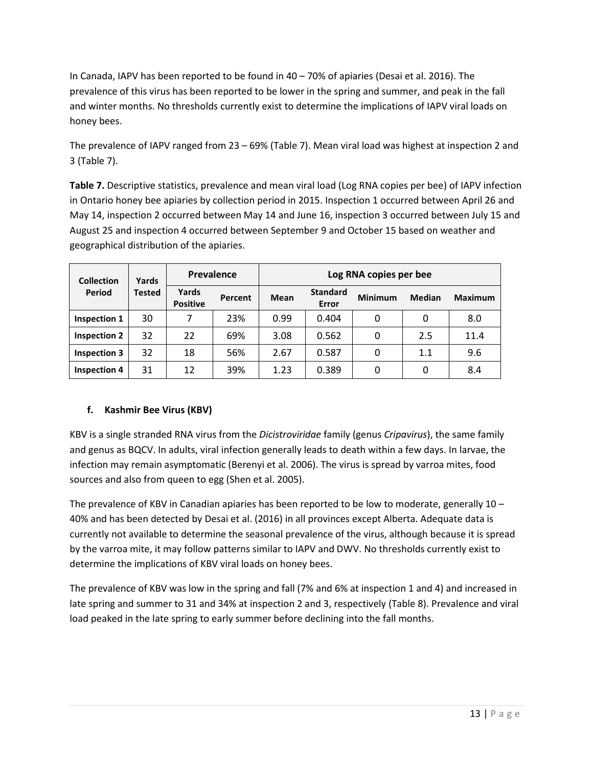In Canada, IAPV has been reported to be found in 40 – 70% of apiaries (Desai et al. 2016). The prevalence of this virus has been reported to be lower in the spring and summer, and peak in the fall and winter months. No thresholds currently exist to determine the implications of IAPV viral loads on honey bees.

The prevalence of IAPV ranged from 23 – 69% (Table 7). Mean viral load was highest at inspection 2 and 3 (Table 7).

**Table 7.** Descriptive statistics, prevalence and mean viral load (Log RNA copies per bee) of IAPV infection in Ontario honey bee apiaries by collection period in 2015. Inspection 1 occurred between April 26 and May 14, inspection 2 occurred between May 14 and June 16, inspection 3 occurred between July 15 and August 25 and inspection 4 occurred between September 9 and October 15 based on weather and geographical distribution of the apiaries.

| Collection Period | Yards Tested | Prevalence | | Log RNA copies per bee | | | | |
|---|---|---|---|---|---|---|---|---|
| | | Yards Positive | Percent | Mean | Standard Error | Minimum | Median | Maximum |
| **Inspection 1** | 30 | 7 | 23% | 0.99 | 0.404 | 0 | 0 | 8.0 |
| **Inspection 2** | 32 | 22 | 69% | 3.08 | 0.562 | 0 | 2.5 | 11.4 |
| **Inspection 3** | 32 | 18 | 56% | 2.67 | 0.587 | 0 | 1.1 | 9.6 |
| **Inspection 4** | 31 | 12 | 39% | 1.23 | 0.389 | 0 | 0 | 8.4 |

### f. Kashmir Bee Virus (KBV)

KBV is a single stranded RNA virus from the *Dicistroviridae* family (genus *Cripavirus*), the same family and genus as BQCV. In adults, viral infection generally leads to death within a few days. In larvae, the infection may remain asymptomatic (Berenyi et al. 2006). The virus is spread by varroa mites, food sources and also from queen to egg (Shen et al. 2005).

The prevalence of KBV in Canadian apiaries has been reported to be low to moderate, generally 10 – 40% and has been detected by Desai et al. (2016) in all provinces except Alberta. Adequate data is currently not available to determine the seasonal prevalence of the virus, although because it is spread by the varroa mite, it may follow patterns similar to IAPV and DWV. No thresholds currently exist to determine the implications of KBV viral loads on honey bees.

The prevalence of KBV was low in the spring and fall (7% and 6% at inspection 1 and 4) and increased in late spring and summer to 31 and 34% at inspection 2 and 3, respectively (Table 8). Prevalence and viral load peaked in the late spring to early summer before declining into the fall months.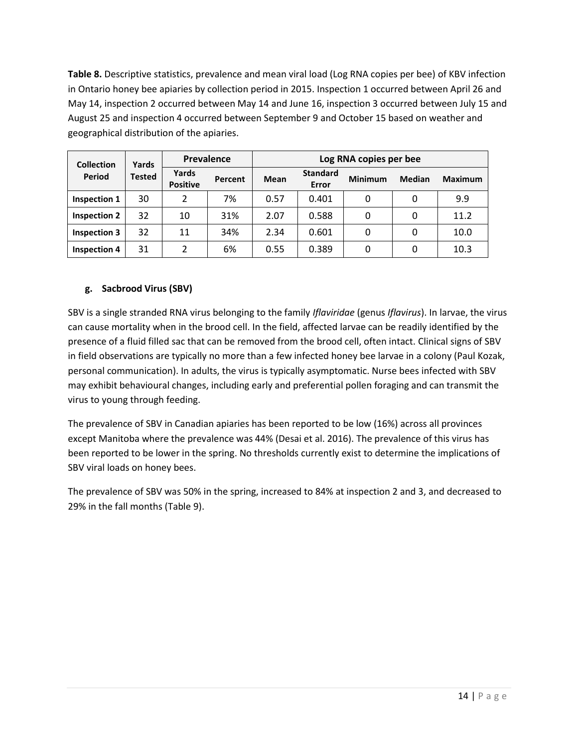**Table 8.** Descriptive statistics, prevalence and mean viral load (Log RNA copies per bee) of KBV infection in Ontario honey bee apiaries by collection period in 2015. Inspection 1 occurred between April 26 and May 14, inspection 2 occurred between May 14 and June 16, inspection 3 occurred between July 15 and August 25 and inspection 4 occurred between September 9 and October 15 based on weather and geographical distribution of the apiaries.

| Collection Period | Yards Tested | Prevalence | | Log RNA copies per bee | | | | |
|---|---|---|---|---|---|---|---|---|
| | | Yards Positive | Percent | Mean | Standard Error | Minimum | Median | Maximum |
| **Inspection 1** | 30 | 2 | 7% | 0.57 | 0.401 | 0 | 0 | 9.9 |
| **Inspection 2** | 32 | 10 | 31% | 2.07 | 0.588 | 0 | 0 | 11.2 |
| **Inspection 3** | 32 | 11 | 34% | 2.34 | 0.601 | 0 | 0 | 10.0 |
| **Inspection 4** | 31 | 2 | 6% | 0.55 | 0.389 | 0 | 0 | 10.3 |

### g. Sacbrood Virus (SBV)

SBV is a single stranded RNA virus belonging to the family *Iflaviridae* (genus *Iflavirus*). In larvae, the virus can cause mortality when in the brood cell. In the field, affected larvae can be readily identified by the presence of a fluid filled sac that can be removed from the brood cell, often intact. Clinical signs of SBV in field observations are typically no more than a few infected honey bee larvae in a colony (Paul Kozak, personal communication). In adults, the virus is typically asymptomatic. Nurse bees infected with SBV may exhibit behavioural changes, including early and preferential pollen foraging and can transmit the virus to young through feeding.

The prevalence of SBV in Canadian apiaries has been reported to be low (16%) across all provinces except Manitoba where the prevalence was 44% (Desai et al. 2016). The prevalence of this virus has been reported to be lower in the spring. No thresholds currently exist to determine the implications of SBV viral loads on honey bees.

The prevalence of SBV was 50% in the spring, increased to 84% at inspection 2 and 3, and decreased to 29% in the fall months (Table 9).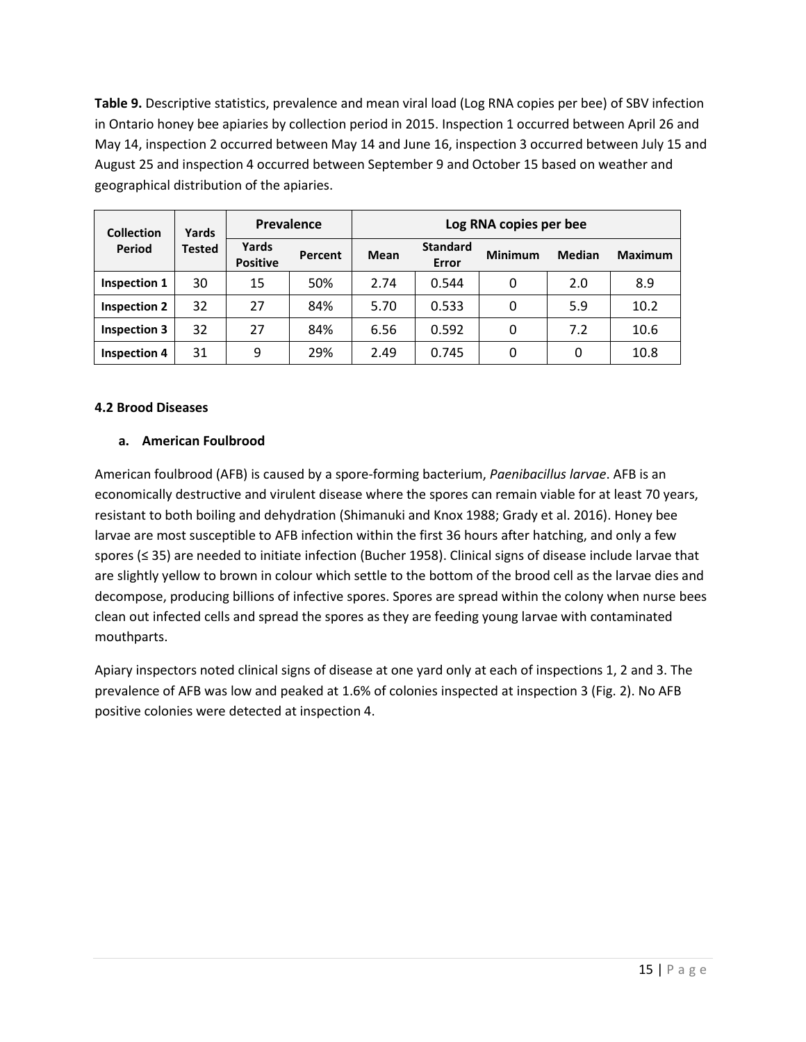**Table 9.** Descriptive statistics, prevalence and mean viral load (Log RNA copies per bee) of SBV infection in Ontario honey bee apiaries by collection period in 2015. Inspection 1 occurred between April 26 and May 14, inspection 2 occurred between May 14 and June 16, inspection 3 occurred between July 15 and August 25 and inspection 4 occurred between September 9 and October 15 based on weather and geographical distribution of the apiaries.

| Collection Period | Yards Tested | Prevalence | | Log RNA copies per bee | | | | |
|---|---|---|---|---|---|---|---|---|
| | | Yards Positive | Percent | Mean | Standard Error | Minimum | Median | Maximum |
| **Inspection 1** | 30 | 15 | 50% | 2.74 | 0.544 | 0 | 2.0 | 8.9 |
| **Inspection 2** | 32 | 27 | 84% | 5.70 | 0.533 | 0 | 5.9 | 10.2 |
| **Inspection 3** | 32 | 27 | 84% | 6.56 | 0.592 | 0 | 7.2 | 10.6 |
| **Inspection 4** | 31 | 9 | 29% | 2.49 | 0.745 | 0 | 0 | 10.8 |

### 4.2 Brood Diseases

#### a. American Foulbrood

American foulbrood (AFB) is caused by a spore-forming bacterium, *Paenibacillus larvae*. AFB is an economically destructive and virulent disease where the spores can remain viable for at least 70 years, resistant to both boiling and dehydration (Shimanuki and Knox 1988; Grady et al. 2016). Honey bee larvae are most susceptible to AFB infection within the first 36 hours after hatching, and only a few spores (≤ 35) are needed to initiate infection (Bucher 1958). Clinical signs of disease include larvae that are slightly yellow to brown in colour which settle to the bottom of the brood cell as the larvae dies and decompose, producing billions of infective spores. Spores are spread within the colony when nurse bees clean out infected cells and spread the spores as they are feeding young larvae with contaminated mouthparts.

Apiary inspectors noted clinical signs of disease at one yard only at each of inspections 1, 2 and 3. The prevalence of AFB was low and peaked at 1.6% of colonies inspected at inspection 3 (Fig. 2). No AFB positive colonies were detected at inspection 4.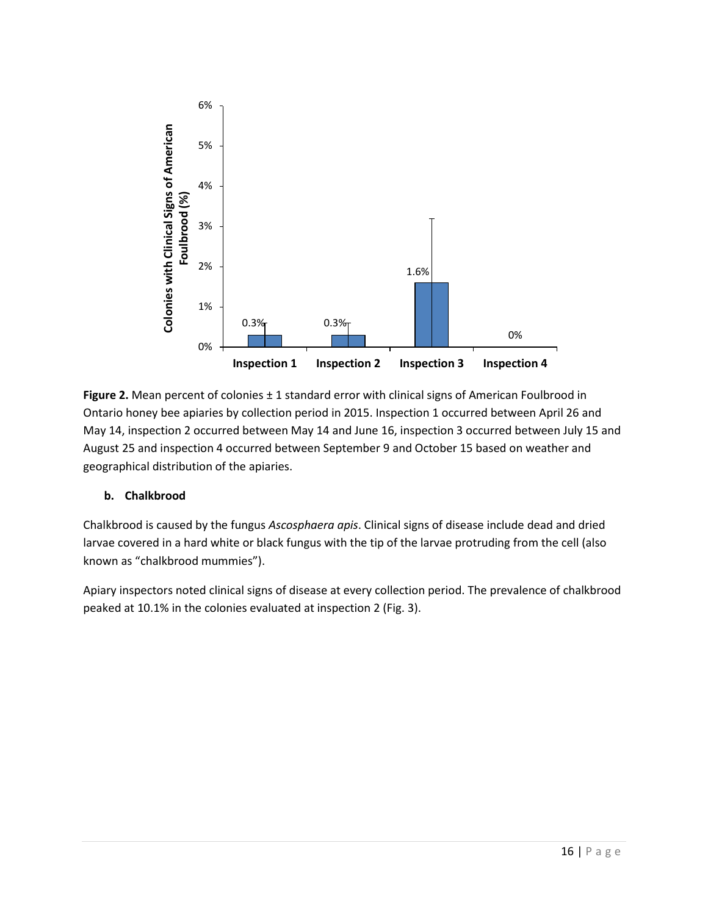**Figure 2.** Mean percent of colonies ± 1 standard error with clinical signs of American Foulbrood in Ontario honey bee apiaries by collection period in 2015. Inspection 1 occurred between April 26 and May 14, inspection 2 occurred between May 14 and June 16, inspection 3 occurred between July 15 and August 25 and inspection 4 occurred between September 9 and October 15 based on weather and geographical distribution of the apiaries.

### b. Chalkbrood

Chalkbrood is caused by the fungus *Ascosphaera apis*. Clinical signs of disease include dead and dried larvae covered in a hard white or black fungus with the tip of the larvae protruding from the cell (also known as "chalkbrood mummies").

Apiary inspectors noted clinical signs of disease at every collection period. The prevalence of chalkbrood peaked at 10.1% in the colonies evaluated at inspection 2 (Fig. 3).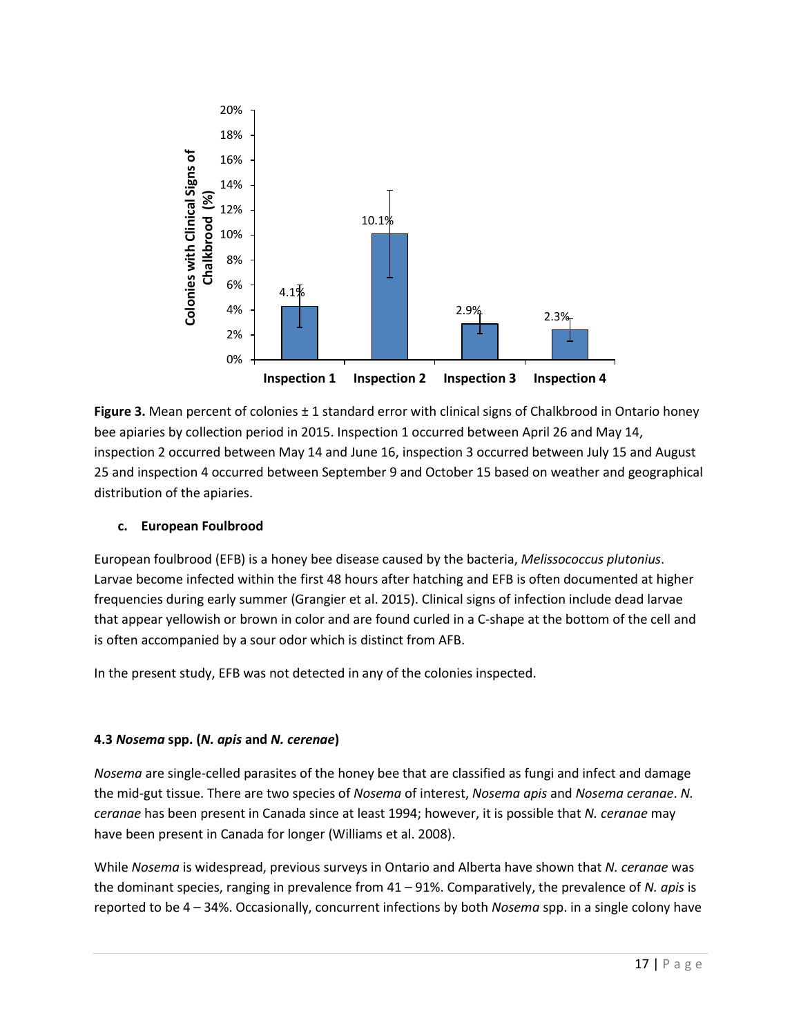**Figure 3.** Mean percent of colonies ± 1 standard error with clinical signs of Chalkbrood in Ontario honey bee apiaries by collection period in 2015. Inspection 1 occurred between April 26 and May 14, inspection 2 occurred between May 14 and June 16, inspection 3 occurred between July 15 and August 25 and inspection 4 occurred between September 9 and October 15 based on weather and geographical distribution of the apiaries.

### c. European Foulbrood

European foulbrood (EFB) is a honey bee disease caused by the bacteria, *Melissococcus plutonius*. Larvae become infected within the first 48 hours after hatching and EFB is often documented at higher frequencies during early summer (Grangier et al. 2015). Clinical signs of infection include dead larvae that appear yellowish or brown in color and are found curled in a C-shape at the bottom of the cell and is often accompanied by a sour odor which is distinct from AFB.

In the present study, EFB was not detected in any of the colonies inspected.

## 4.3 *Nosema* spp. (*N. apis* and *N. cerenae*)

*Nosema* are single-celled parasites of the honey bee that are classified as fungi and infect and damage the mid-gut tissue. There are two species of *Nosema* of interest, *Nosema apis* and *Nosema ceranae*. *N. ceranae* has been present in Canada since at least 1994; however, it is possible that *N. ceranae* may have been present in Canada for longer (Williams et al. 2008).

While *Nosema* is widespread, previous surveys in Ontario and Alberta have shown that *N. ceranae* was the dominant species, ranging in prevalence from 41 – 91%. Comparatively, the prevalence of *N. apis* is reported to be 4 – 34%. Occasionally, concurrent infections by both *Nosema* spp. in a single colony have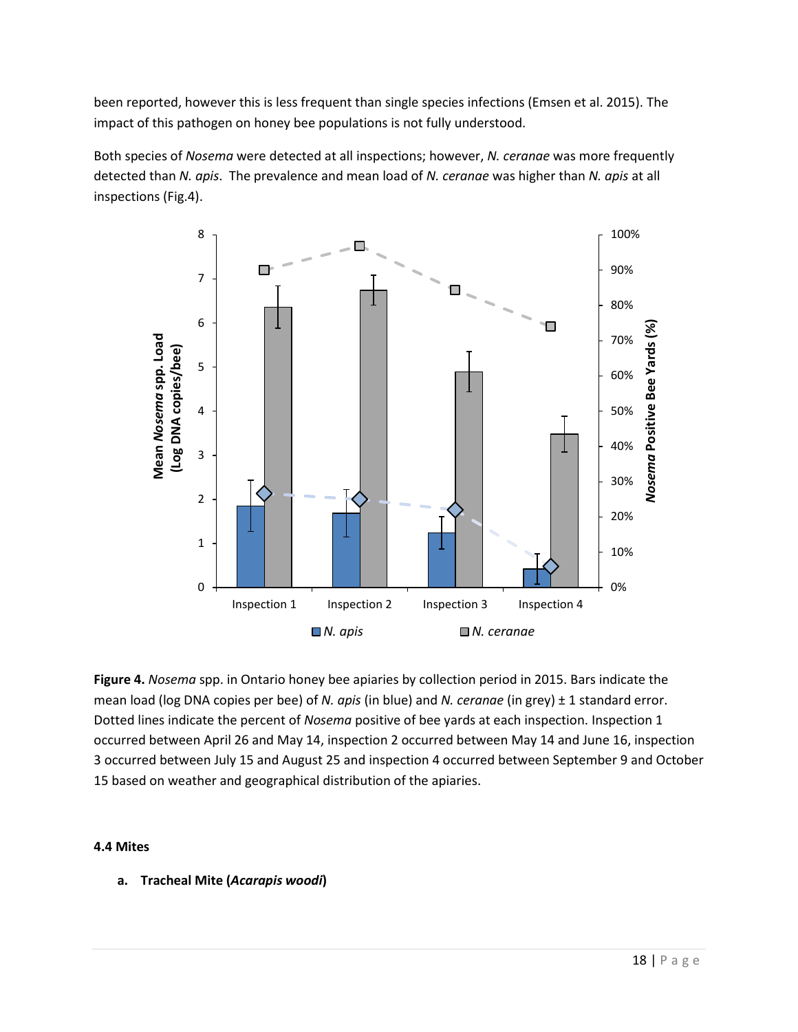been reported, however this is less frequent than single species infections (Emsen et al. 2015). The impact of this pathogen on honey bee populations is not fully understood.

Both species of *Nosema* were detected at all inspections; however, *N. ceranae* was more frequently detected than *N. apis*. The prevalence and mean load of *N. ceranae* was higher than *N. apis* at all inspections (Fig.4).

**Figure 4.** *Nosema* spp. in Ontario honey bee apiaries by collection period in 2015. Bars indicate the mean load (log DNA copies per bee) of *N. apis* (in blue) and *N. ceranae* (in grey) ± 1 standard error. Dotted lines indicate the percent of *Nosema* positive of bee yards at each inspection. Inspection 1 occurred between April 26 and May 14, inspection 2 occurred between May 14 and June 16, inspection 3 occurred between July 15 and August 25 and inspection 4 occurred between September 9 and October 15 based on weather and geographical distribution of the apiaries.

### 4.4 Mites

**a. Tracheal Mite (*Acarapis woodi*)**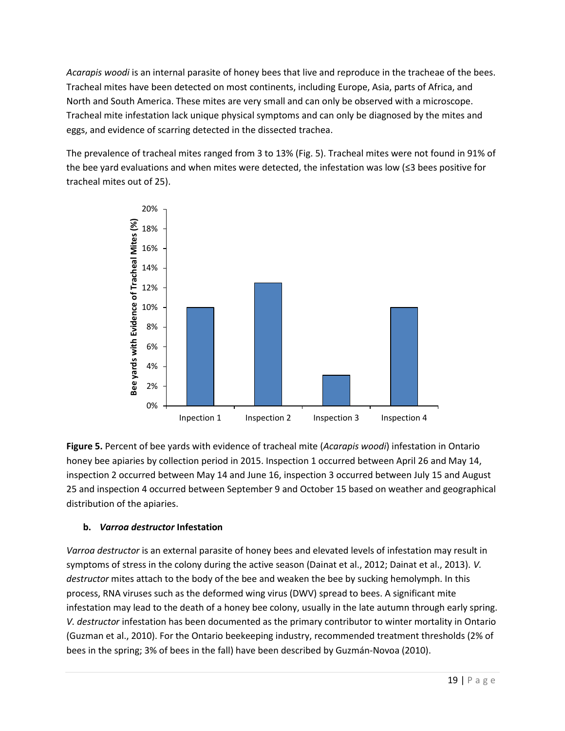*Acarapis woodi* is an internal parasite of honey bees that live and reproduce in the tracheae of the bees. Tracheal mites have been detected on most continents, including Europe, Asia, parts of Africa, and North and South America. These mites are very small and can only be observed with a microscope. Tracheal mite infestation lack unique physical symptoms and can only be diagnosed by the mites and eggs, and evidence of scarring detected in the dissected trachea.

The prevalence of tracheal mites ranged from 3 to 13% (Fig. 5). Tracheal mites were not found in 91% of the bee yard evaluations and when mites were detected, the infestation was low (≤3 bees positive for tracheal mites out of 25).

**Figure 5.** Percent of bee yards with evidence of tracheal mite (*Acarapis woodi*) infestation in Ontario honey bee apiaries by collection period in 2015. Inspection 1 occurred between April 26 and May 14, inspection 2 occurred between May 14 and June 16, inspection 3 occurred between July 15 and August 25 and inspection 4 occurred between September 9 and October 15 based on weather and geographical distribution of the apiaries.

### b. *Varroa destructor* Infestation

*Varroa destructor* is an external parasite of honey bees and elevated levels of infestation may result in symptoms of stress in the colony during the active season (Dainat et al., 2012; Dainat et al., 2013). *V. destructor* mites attach to the body of the bee and weaken the bee by sucking hemolymph. In this process, RNA viruses such as the deformed wing virus (DWV) spread to bees. A significant mite infestation may lead to the death of a honey bee colony, usually in the late autumn through early spring. *V. destructor* infestation has been documented as the primary contributor to winter mortality in Ontario (Guzman et al., 2010). For the Ontario beekeeping industry, recommended treatment thresholds (2% of bees in the spring; 3% of bees in the fall) have been described by Guzmán-Novoa (2010).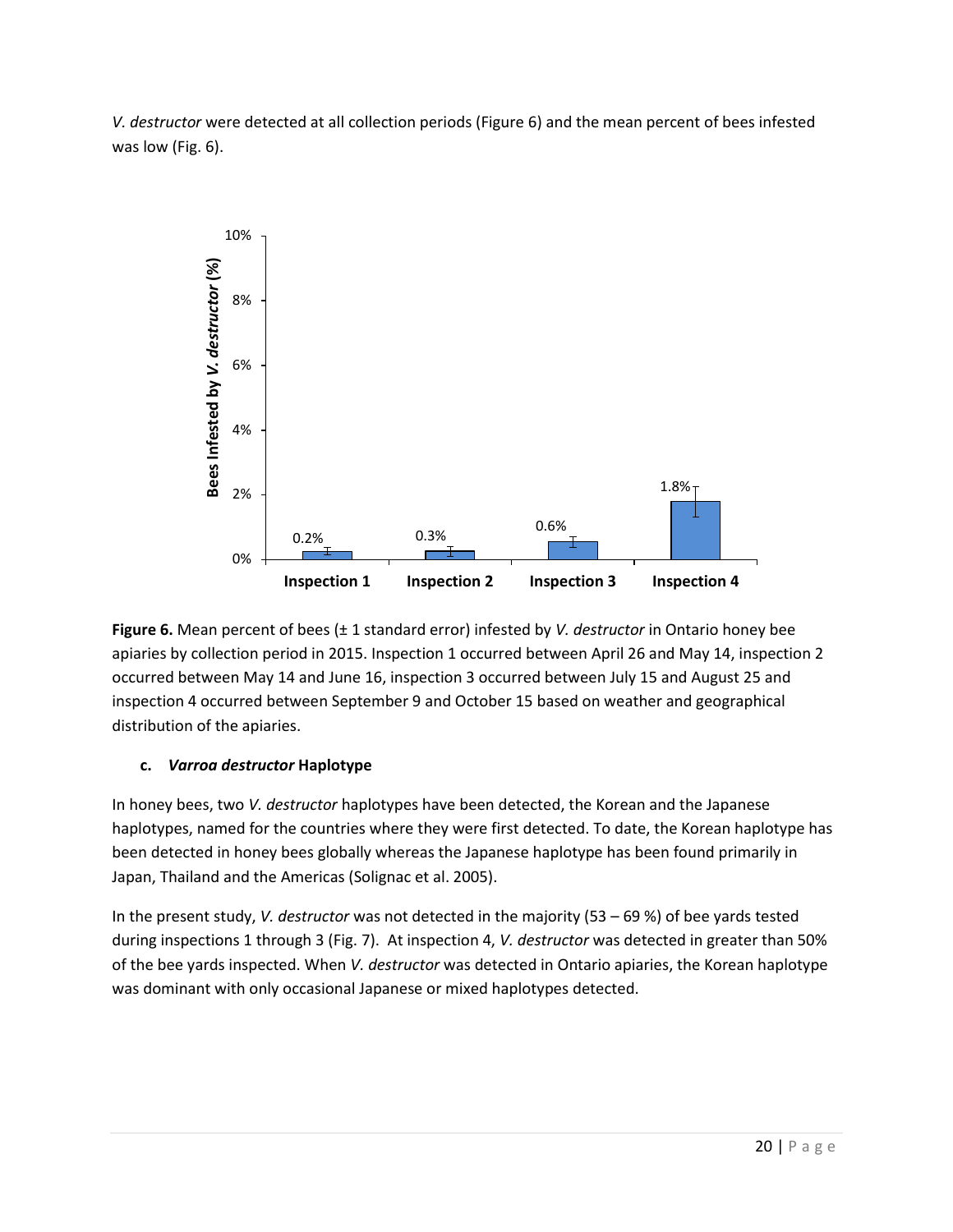*V. destructor* were detected at all collection periods (Figure 6) and the mean percent of bees infested was low (Fig. 6).

**Figure 6.** Mean percent of bees (± 1 standard error) infested by *V. destructor* in Ontario honey bee apiaries by collection period in 2015. Inspection 1 occurred between April 26 and May 14, inspection 2 occurred between May 14 and June 16, inspection 3 occurred between July 15 and August 25 and inspection 4 occurred between September 9 and October 15 based on weather and geographical distribution of the apiaries.

#### c. *Varroa destructor* Haplotype

In honey bees, two *V. destructor* haplotypes have been detected, the Korean and the Japanese haplotypes, named for the countries where they were first detected. To date, the Korean haplotype has been detected in honey bees globally whereas the Japanese haplotype has been found primarily in Japan, Thailand and the Americas (Solignac et al. 2005).

In the present study, *V. destructor* was not detected in the majority (53 – 69 %) of bee yards tested during inspections 1 through 3 (Fig. 7). At inspection 4, *V. destructor* was detected in greater than 50% of the bee yards inspected. When *V. destructor* was detected in Ontario apiaries, the Korean haplotype was dominant with only occasional Japanese or mixed haplotypes detected.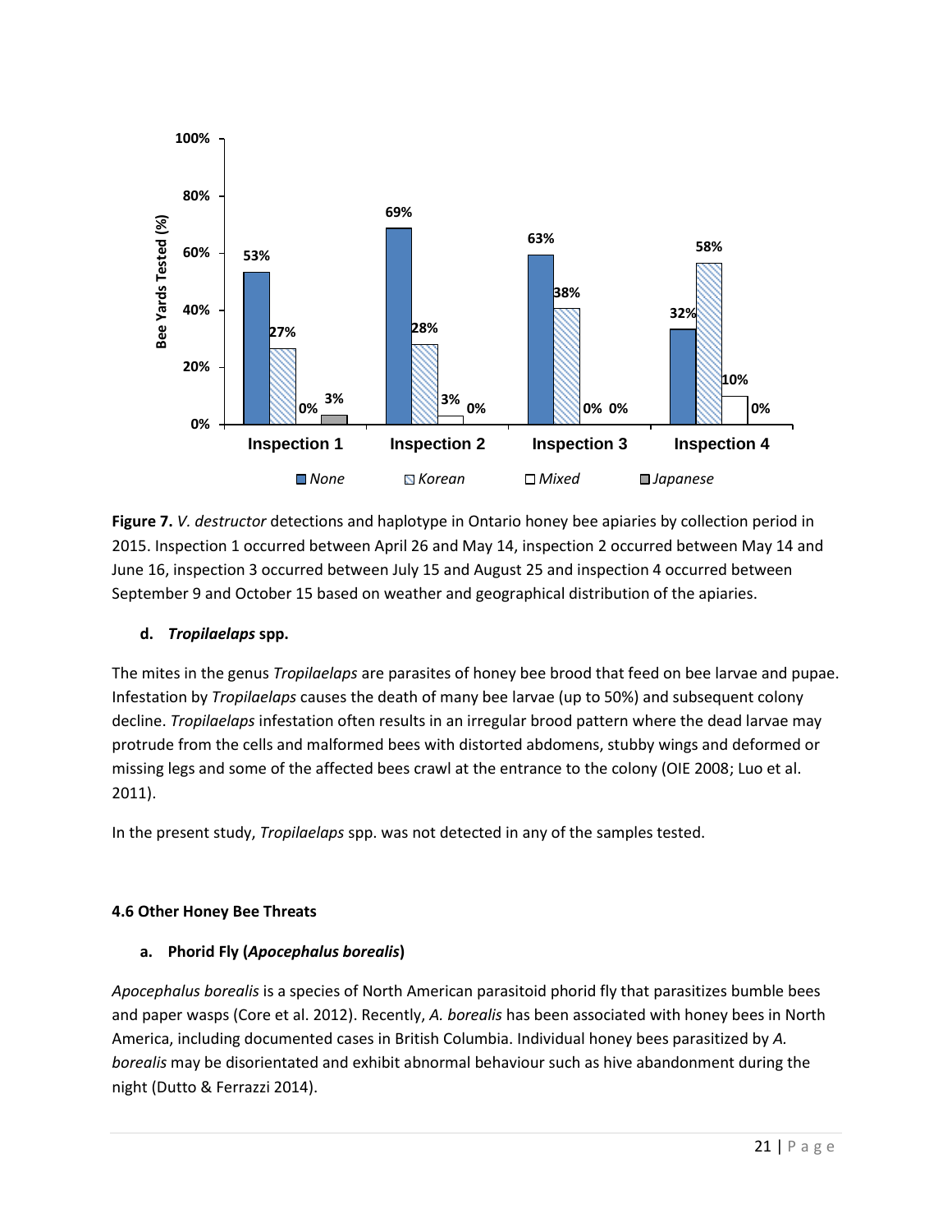**Figure 7.** *V. destructor* detections and haplotype in Ontario honey bee apiaries by collection period in 2015. Inspection 1 occurred between April 26 and May 14, inspection 2 occurred between May 14 and June 16, inspection 3 occurred between July 15 and August 25 and inspection 4 occurred between September 9 and October 15 based on weather and geographical distribution of the apiaries.

### d. *Tropilaelaps* spp.

The mites in the genus *Tropilaelaps* are parasites of honey bee brood that feed on bee larvae and pupae. Infestation by *Tropilaelaps* causes the death of many bee larvae (up to 50%) and subsequent colony decline. *Tropilaelaps* infestation often results in an irregular brood pattern where the dead larvae may protrude from the cells and malformed bees with distorted abdomens, stubby wings and deformed or missing legs and some of the affected bees crawl at the entrance to the colony (OIE 2008; Luo et al. 2011).

In the present study, *Tropilaelaps* spp. was not detected in any of the samples tested.

## 4.6 Other Honey Bee Threats

### a. Phorid Fly (*Apocephalus borealis*)

*Apocephalus borealis* is a species of North American parasitoid phorid fly that parasitizes bumble bees and paper wasps (Core et al. 2012). Recently, *A. borealis* has been associated with honey bees in North America, including documented cases in British Columbia. Individual honey bees parasitized by *A. borealis* may be disorientated and exhibit abnormal behaviour such as hive abandonment during the night (Dutto & Ferrazzi 2014).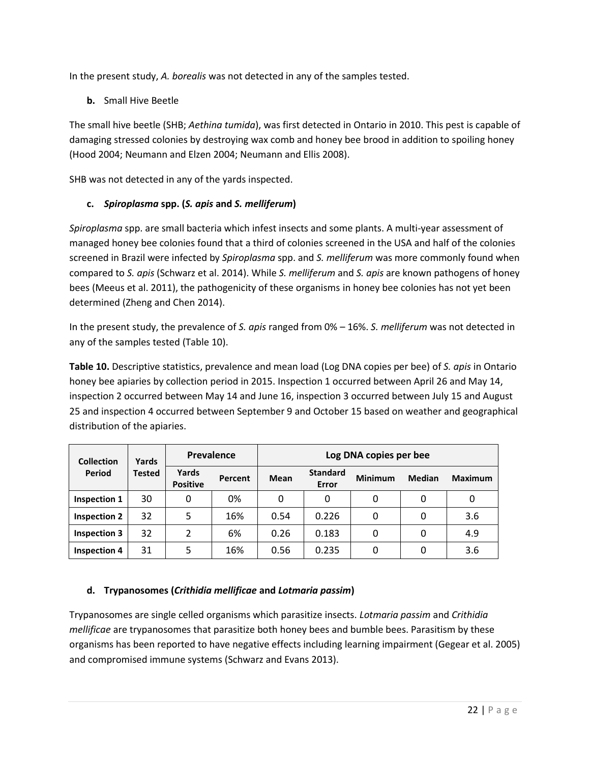In the present study, *A. borealis* was not detected in any of the samples tested.

**b.** Small Hive Beetle

The small hive beetle (SHB; *Aethina tumida*), was first detected in Ontario in 2010. This pest is capable of damaging stressed colonies by destroying wax comb and honey bee brood in addition to spoiling honey (Hood 2004; Neumann and Elzen 2004; Neumann and Ellis 2008).

SHB was not detected in any of the yards inspected.

**c. *Spiroplasma* spp. (*S. apis* and *S. melliferum*)**

*Spiroplasma* spp. are small bacteria which infest insects and some plants. A multi-year assessment of managed honey bee colonies found that a third of colonies screened in the USA and half of the colonies screened in Brazil were infected by *Spiroplasma* spp. and *S. melliferum* was more commonly found when compared to *S. apis* (Schwarz et al. 2014). While *S. melliferum* and *S. apis* are known pathogens of honey bees (Meeus et al. 2011), the pathogenicity of these organisms in honey bee colonies has not yet been determined (Zheng and Chen 2014).

In the present study, the prevalence of *S. apis* ranged from 0% – 16%. *S. melliferum* was not detected in any of the samples tested (Table 10).

**Table 10.** Descriptive statistics, prevalence and mean load (Log DNA copies per bee) of *S. apis* in Ontario honey bee apiaries by collection period in 2015. Inspection 1 occurred between April 26 and May 14, inspection 2 occurred between May 14 and June 16, inspection 3 occurred between July 15 and August 25 and inspection 4 occurred between September 9 and October 15 based on weather and geographical distribution of the apiaries.

| Collection Period | Yards Tested | Prevalence | | Log DNA copies per bee | | | | |
|---|---|---|---|---|---|---|---|---|
| | | Yards Positive | Percent | Mean | Standard Error | Minimum | Median | Maximum |
| **Inspection 1** | 30 | 0 | 0% | 0 | 0 | 0 | 0 | 0 |
| **Inspection 2** | 32 | 5 | 16% | 0.54 | 0.226 | 0 | 0 | 3.6 |
| **Inspection 3** | 32 | 2 | 6% | 0.26 | 0.183 | 0 | 0 | 4.9 |
| **Inspection 4** | 31 | 5 | 16% | 0.56 | 0.235 | 0 | 0 | 3.6 |

**d. Trypanosomes (*Crithidia mellificae* and *Lotmaria passim*)**

Trypanosomes are single celled organisms which parasitize insects. *Lotmaria passim* and *Crithidia mellificae* are trypanosomes that parasitize both honey bees and bumble bees. Parasitism by these organisms has been reported to have negative effects including learning impairment (Gegear et al. 2005) and compromised immune systems (Schwarz and Evans 2013).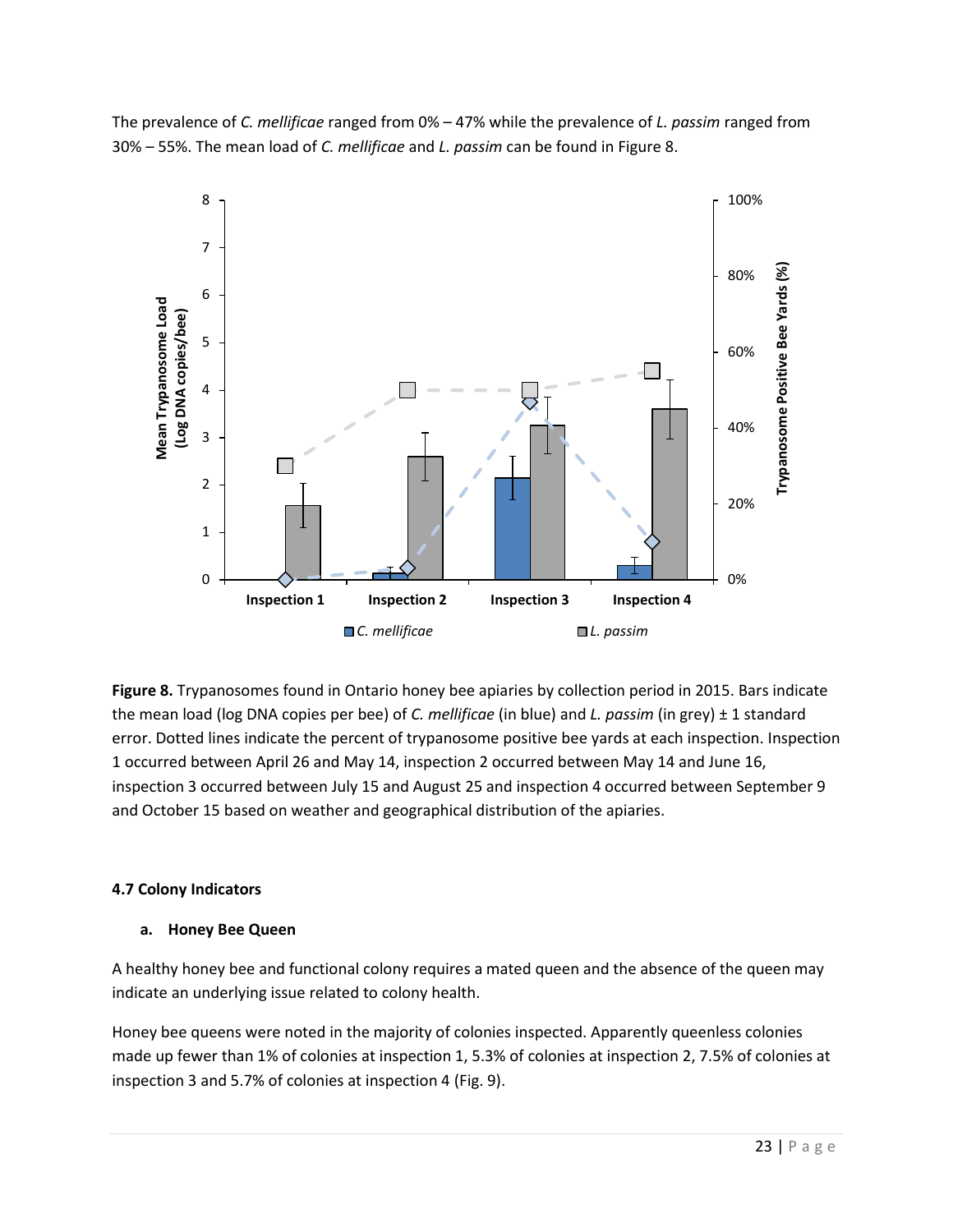The prevalence of *C. mellificae* ranged from 0% – 47% while the prevalence of *L. passim* ranged from 30% – 55%. The mean load of *C. mellificae* and *L. passim* can be found in Figure 8.

**Figure 8.** Trypanosomes found in Ontario honey bee apiaries by collection period in 2015. Bars indicate the mean load (log DNA copies per bee) of *C. mellificae* (in blue) and *L. passim* (in grey) ± 1 standard error. Dotted lines indicate the percent of trypanosome positive bee yards at each inspection. Inspection 1 occurred between April 26 and May 14, inspection 2 occurred between May 14 and June 16, inspection 3 occurred between July 15 and August 25 and inspection 4 occurred between September 9 and October 15 based on weather and geographical distribution of the apiaries.

### 4.7 Colony Indicators

#### a. Honey Bee Queen

A healthy honey bee and functional colony requires a mated queen and the absence of the queen may indicate an underlying issue related to colony health.

Honey bee queens were noted in the majority of colonies inspected. Apparently queenless colonies made up fewer than 1% of colonies at inspection 1, 5.3% of colonies at inspection 2, 7.5% of colonies at inspection 3 and 5.7% of colonies at inspection 4 (Fig. 9).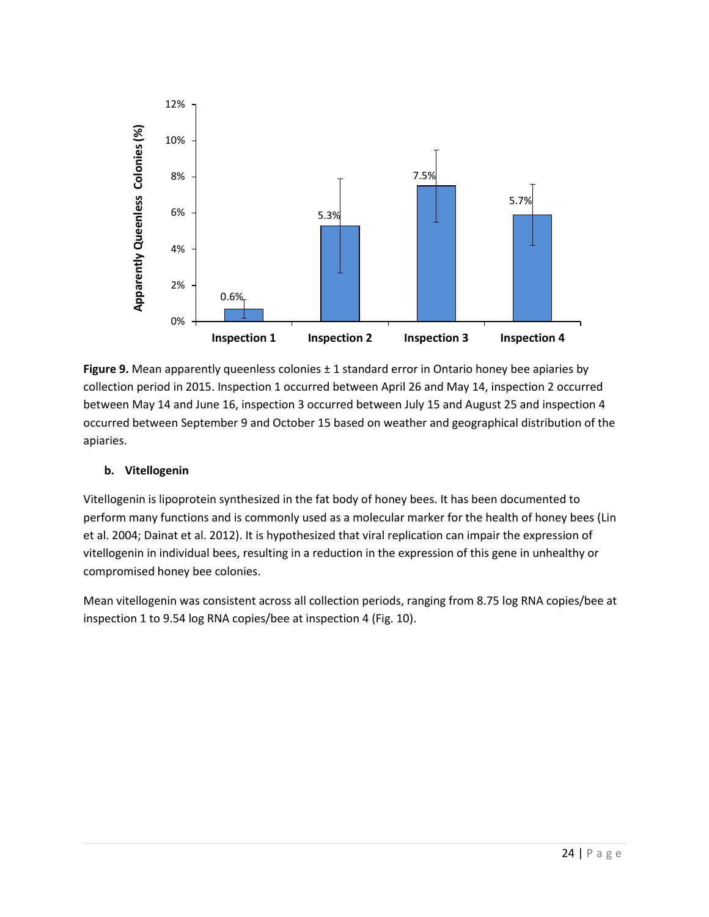**Figure 9.** Mean apparently queenless colonies ± 1 standard error in Ontario honey bee apiaries by collection period in 2015. Inspection 1 occurred between April 26 and May 14, inspection 2 occurred between May 14 and June 16, inspection 3 occurred between July 15 and August 25 and inspection 4 occurred between September 9 and October 15 based on weather and geographical distribution of the apiaries.

### b. Vitellogenin

Vitellogenin is lipoprotein synthesized in the fat body of honey bees. It has been documented to perform many functions and is commonly used as a molecular marker for the health of honey bees (Lin et al. 2004; Dainat et al. 2012). It is hypothesized that viral replication can impair the expression of vitellogenin in individual bees, resulting in a reduction in the expression of this gene in unhealthy or compromised honey bee colonies.

Mean vitellogenin was consistent across all collection periods, ranging from 8.75 log RNA copies/bee at inspection 1 to 9.54 log RNA copies/bee at inspection 4 (Fig. 10).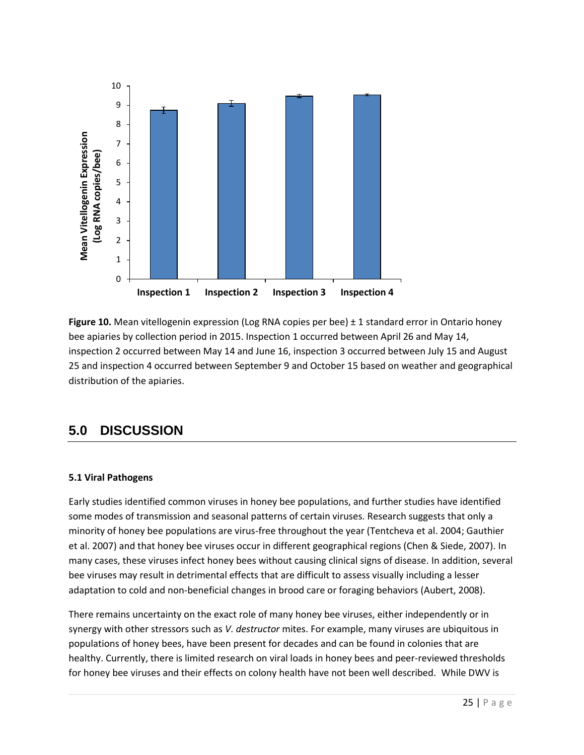**Figure 10.** Mean vitellogenin expression (Log RNA copies per bee) ± 1 standard error in Ontario honey bee apiaries by collection period in 2015. Inspection 1 occurred between April 26 and May 14, inspection 2 occurred between May 14 and June 16, inspection 3 occurred between July 15 and August 25 and inspection 4 occurred between September 9 and October 15 based on weather and geographical distribution of the apiaries.

# 5.0 DISCUSSION

### 5.1 Viral Pathogens

Early studies identified common viruses in honey bee populations, and further studies have identified some modes of transmission and seasonal patterns of certain viruses. Research suggests that only a minority of honey bee populations are virus-free throughout the year (Tentcheva et al. 2004; Gauthier et al. 2007) and that honey bee viruses occur in different geographical regions (Chen & Siede, 2007). In many cases, these viruses infect honey bees without causing clinical signs of disease. In addition, several bee viruses may result in detrimental effects that are difficult to assess visually including a lesser adaptation to cold and non-beneficial changes in brood care or foraging behaviors (Aubert, 2008).

There remains uncertainty on the exact role of many honey bee viruses, either independently or in synergy with other stressors such as *V. destructor* mites. For example, many viruses are ubiquitous in populations of honey bees, have been present for decades and can be found in colonies that are healthy. Currently, there is limited research on viral loads in honey bees and peer-reviewed thresholds for honey bee viruses and their effects on colony health have not been well described. While DWV is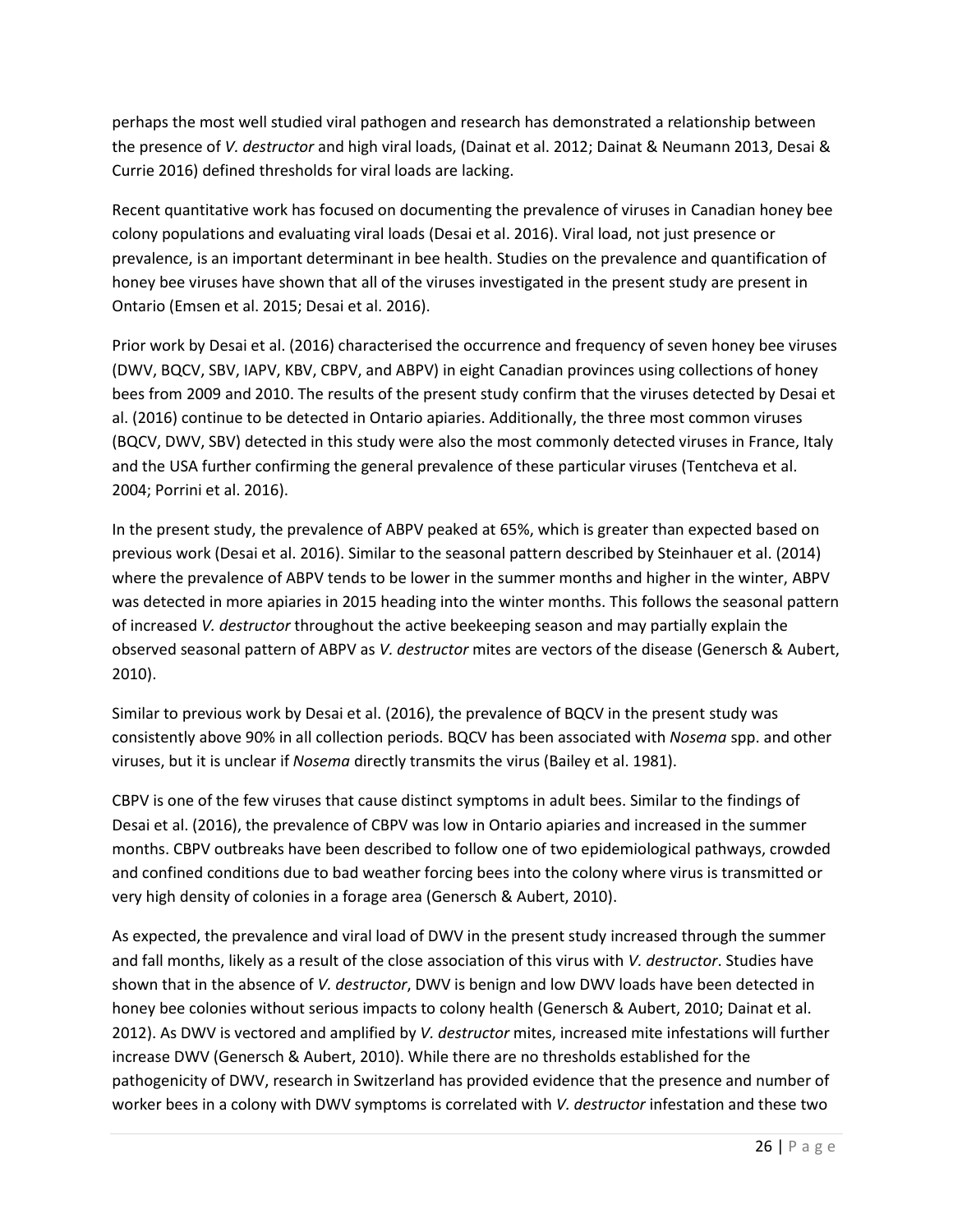perhaps the most well studied viral pathogen and research has demonstrated a relationship between the presence of *V. destructor* and high viral loads, (Dainat et al. 2012; Dainat & Neumann 2013, Desai & Currie 2016) defined thresholds for viral loads are lacking.

Recent quantitative work has focused on documenting the prevalence of viruses in Canadian honey bee colony populations and evaluating viral loads (Desai et al. 2016). Viral load, not just presence or prevalence, is an important determinant in bee health. Studies on the prevalence and quantification of honey bee viruses have shown that all of the viruses investigated in the present study are present in Ontario (Emsen et al. 2015; Desai et al. 2016).

Prior work by Desai et al. (2016) characterised the occurrence and frequency of seven honey bee viruses (DWV, BQCV, SBV, IAPV, KBV, CBPV, and ABPV) in eight Canadian provinces using collections of honey bees from 2009 and 2010. The results of the present study confirm that the viruses detected by Desai et al. (2016) continue to be detected in Ontario apiaries. Additionally, the three most common viruses (BQCV, DWV, SBV) detected in this study were also the most commonly detected viruses in France, Italy and the USA further confirming the general prevalence of these particular viruses (Tentcheva et al. 2004; Porrini et al. 2016).

In the present study, the prevalence of ABPV peaked at 65%, which is greater than expected based on previous work (Desai et al. 2016). Similar to the seasonal pattern described by Steinhauer et al. (2014) where the prevalence of ABPV tends to be lower in the summer months and higher in the winter, ABPV was detected in more apiaries in 2015 heading into the winter months. This follows the seasonal pattern of increased *V. destructor* throughout the active beekeeping season and may partially explain the observed seasonal pattern of ABPV as *V. destructor* mites are vectors of the disease (Genersch & Aubert, 2010).

Similar to previous work by Desai et al. (2016), the prevalence of BQCV in the present study was consistently above 90% in all collection periods. BQCV has been associated with *Nosema* spp. and other viruses, but it is unclear if *Nosema* directly transmits the virus (Bailey et al. 1981).

CBPV is one of the few viruses that cause distinct symptoms in adult bees. Similar to the findings of Desai et al. (2016), the prevalence of CBPV was low in Ontario apiaries and increased in the summer months. CBPV outbreaks have been described to follow one of two epidemiological pathways, crowded and confined conditions due to bad weather forcing bees into the colony where virus is transmitted or very high density of colonies in a forage area (Genersch & Aubert, 2010).

As expected, the prevalence and viral load of DWV in the present study increased through the summer and fall months, likely as a result of the close association of this virus with *V. destructor*. Studies have shown that in the absence of *V. destructor*, DWV is benign and low DWV loads have been detected in honey bee colonies without serious impacts to colony health (Genersch & Aubert, 2010; Dainat et al. 2012). As DWV is vectored and amplified by *V. destructor* mites, increased mite infestations will further increase DWV (Genersch & Aubert, 2010). While there are no thresholds established for the pathogenicity of DWV, research in Switzerland has provided evidence that the presence and number of worker bees in a colony with DWV symptoms is correlated with *V. destructor* infestation and these two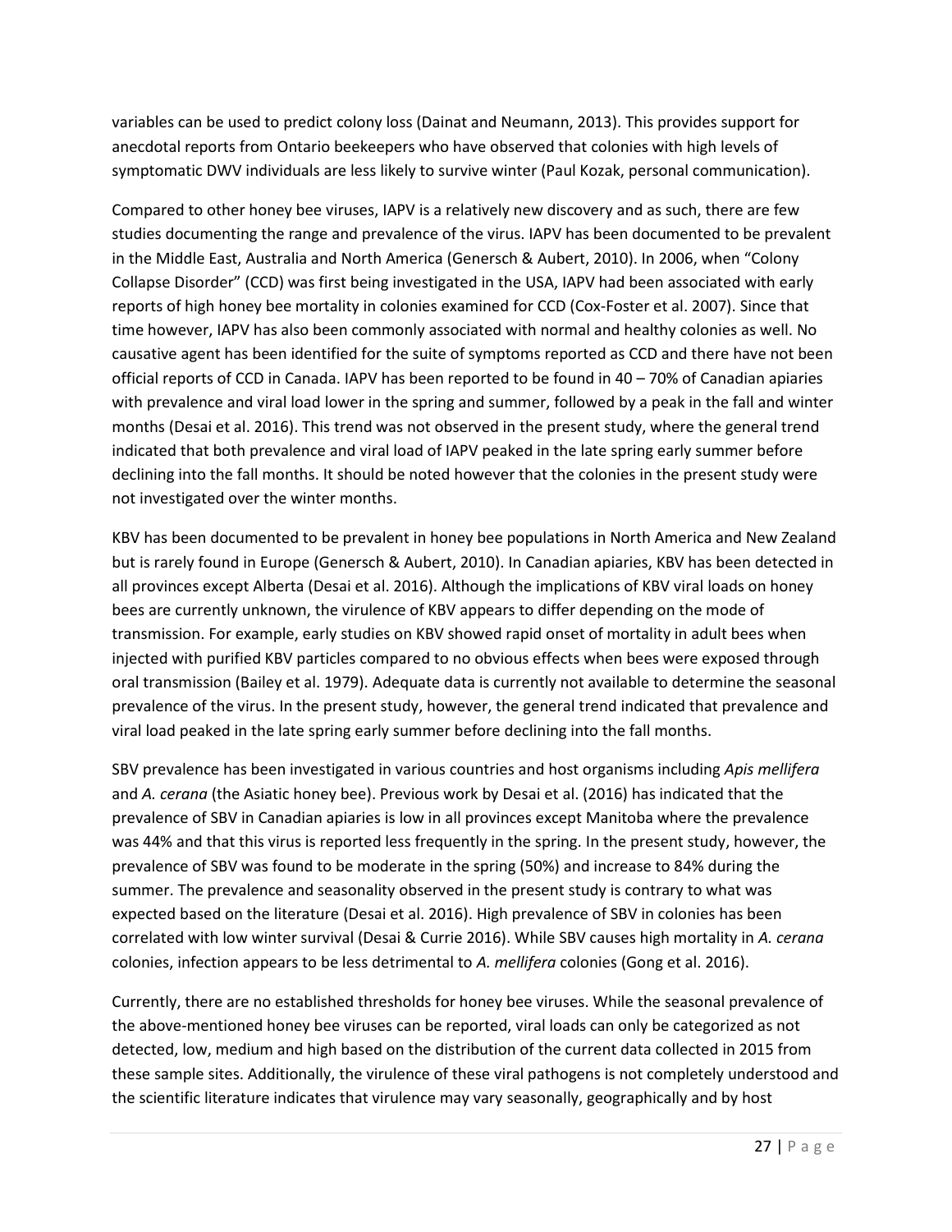variables can be used to predict colony loss (Dainat and Neumann, 2013). This provides support for anecdotal reports from Ontario beekeepers who have observed that colonies with high levels of symptomatic DWV individuals are less likely to survive winter (Paul Kozak, personal communication).

Compared to other honey bee viruses, IAPV is a relatively new discovery and as such, there are few studies documenting the range and prevalence of the virus. IAPV has been documented to be prevalent in the Middle East, Australia and North America (Genersch & Aubert, 2010). In 2006, when "Colony Collapse Disorder" (CCD) was first being investigated in the USA, IAPV had been associated with early reports of high honey bee mortality in colonies examined for CCD (Cox-Foster et al. 2007). Since that time however, IAPV has also been commonly associated with normal and healthy colonies as well. No causative agent has been identified for the suite of symptoms reported as CCD and there have not been official reports of CCD in Canada. IAPV has been reported to be found in 40 – 70% of Canadian apiaries with prevalence and viral load lower in the spring and summer, followed by a peak in the fall and winter months (Desai et al. 2016). This trend was not observed in the present study, where the general trend indicated that both prevalence and viral load of IAPV peaked in the late spring early summer before declining into the fall months. It should be noted however that the colonies in the present study were not investigated over the winter months.

KBV has been documented to be prevalent in honey bee populations in North America and New Zealand but is rarely found in Europe (Genersch & Aubert, 2010). In Canadian apiaries, KBV has been detected in all provinces except Alberta (Desai et al. 2016). Although the implications of KBV viral loads on honey bees are currently unknown, the virulence of KBV appears to differ depending on the mode of transmission. For example, early studies on KBV showed rapid onset of mortality in adult bees when injected with purified KBV particles compared to no obvious effects when bees were exposed through oral transmission (Bailey et al. 1979). Adequate data is currently not available to determine the seasonal prevalence of the virus. In the present study, however, the general trend indicated that prevalence and viral load peaked in the late spring early summer before declining into the fall months.

SBV prevalence has been investigated in various countries and host organisms including *Apis mellifera* and *A. cerana* (the Asiatic honey bee). Previous work by Desai et al. (2016) has indicated that the prevalence of SBV in Canadian apiaries is low in all provinces except Manitoba where the prevalence was 44% and that this virus is reported less frequently in the spring. In the present study, however, the prevalence of SBV was found to be moderate in the spring (50%) and increase to 84% during the summer. The prevalence and seasonality observed in the present study is contrary to what was expected based on the literature (Desai et al. 2016). High prevalence of SBV in colonies has been correlated with low winter survival (Desai & Currie 2016). While SBV causes high mortality in *A. cerana* colonies, infection appears to be less detrimental to *A. mellifera* colonies (Gong et al. 2016).

Currently, there are no established thresholds for honey bee viruses. While the seasonal prevalence of the above-mentioned honey bee viruses can be reported, viral loads can only be categorized as not detected, low, medium and high based on the distribution of the current data collected in 2015 from these sample sites. Additionally, the virulence of these viral pathogens is not completely understood and the scientific literature indicates that virulence may vary seasonally, geographically and by host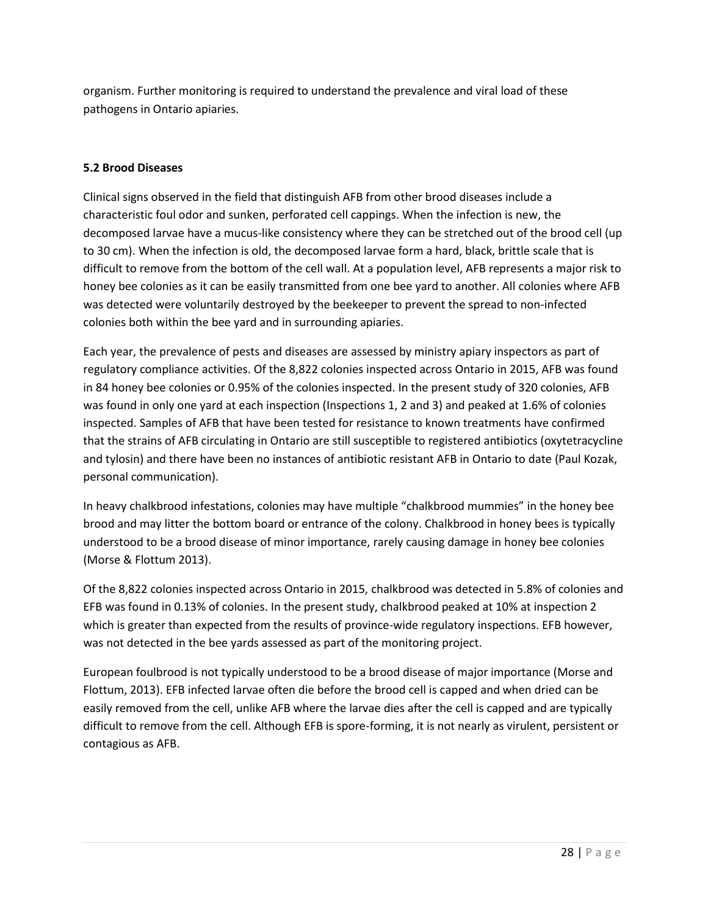organism. Further monitoring is required to understand the prevalence and viral load of these pathogens in Ontario apiaries.

### 5.2 Brood Diseases

Clinical signs observed in the field that distinguish AFB from other brood diseases include a characteristic foul odor and sunken, perforated cell cappings. When the infection is new, the decomposed larvae have a mucus-like consistency where they can be stretched out of the brood cell (up to 30 cm). When the infection is old, the decomposed larvae form a hard, black, brittle scale that is difficult to remove from the bottom of the cell wall. At a population level, AFB represents a major risk to honey bee colonies as it can be easily transmitted from one bee yard to another. All colonies where AFB was detected were voluntarily destroyed by the beekeeper to prevent the spread to non-infected colonies both within the bee yard and in surrounding apiaries.

Each year, the prevalence of pests and diseases are assessed by ministry apiary inspectors as part of regulatory compliance activities. Of the 8,822 colonies inspected across Ontario in 2015, AFB was found in 84 honey bee colonies or 0.95% of the colonies inspected. In the present study of 320 colonies, AFB was found in only one yard at each inspection (Inspections 1, 2 and 3) and peaked at 1.6% of colonies inspected. Samples of AFB that have been tested for resistance to known treatments have confirmed that the strains of AFB circulating in Ontario are still susceptible to registered antibiotics (oxytetracycline and tylosin) and there have been no instances of antibiotic resistant AFB in Ontario to date (Paul Kozak, personal communication).

In heavy chalkbrood infestations, colonies may have multiple "chalkbrood mummies" in the honey bee brood and may litter the bottom board or entrance of the colony. Chalkbrood in honey bees is typically understood to be a brood disease of minor importance, rarely causing damage in honey bee colonies (Morse & Flottum 2013).

Of the 8,822 colonies inspected across Ontario in 2015, chalkbrood was detected in 5.8% of colonies and EFB was found in 0.13% of colonies. In the present study, chalkbrood peaked at 10% at inspection 2 which is greater than expected from the results of province-wide regulatory inspections. EFB however, was not detected in the bee yards assessed as part of the monitoring project.

European foulbrood is not typically understood to be a brood disease of major importance (Morse and Flottum, 2013). EFB infected larvae often die before the brood cell is capped and when dried can be easily removed from the cell, unlike AFB where the larvae dies after the cell is capped and are typically difficult to remove from the cell. Although EFB is spore-forming, it is not nearly as virulent, persistent or contagious as AFB.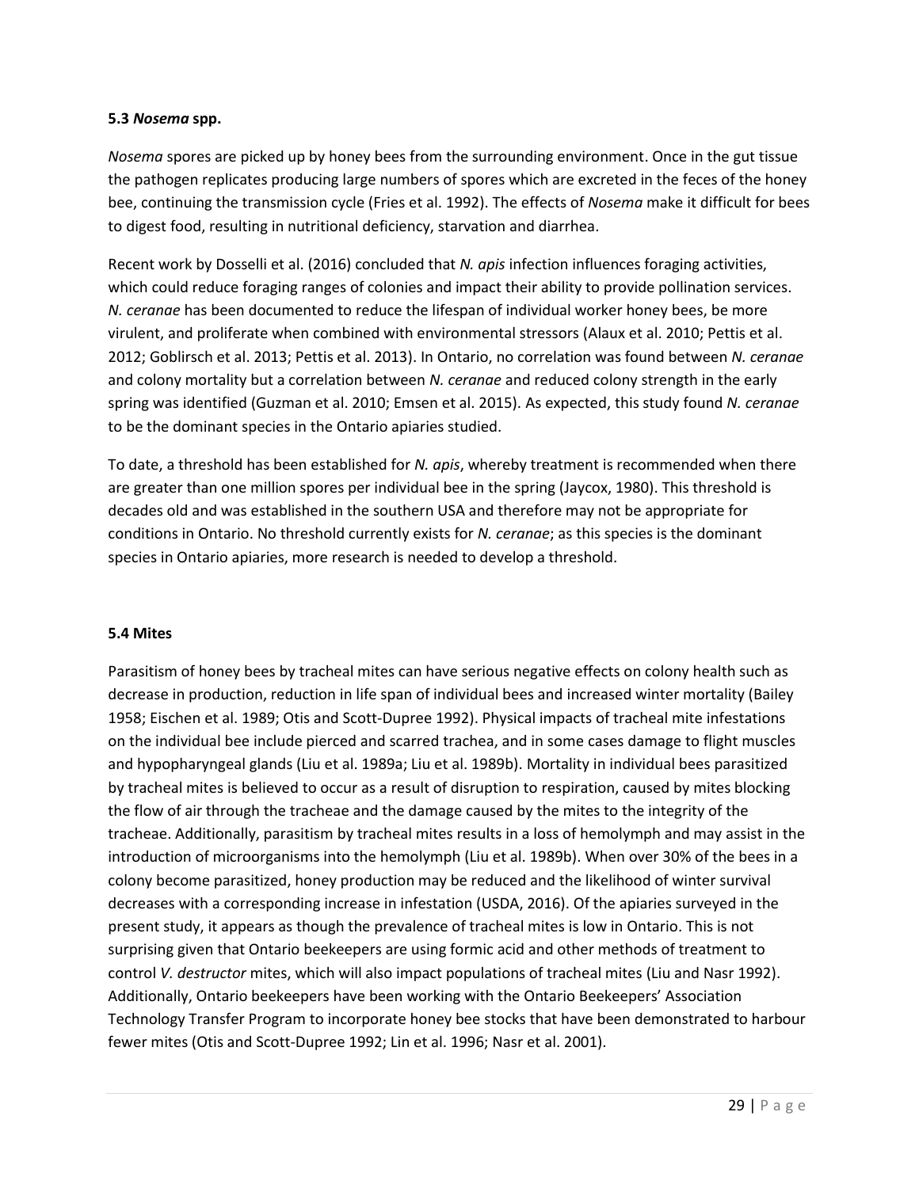### 5.3 *Nosema* spp.

*Nosema* spores are picked up by honey bees from the surrounding environment. Once in the gut tissue the pathogen replicates producing large numbers of spores which are excreted in the feces of the honey bee, continuing the transmission cycle (Fries et al. 1992). The effects of *Nosema* make it difficult for bees to digest food, resulting in nutritional deficiency, starvation and diarrhea.

Recent work by Dosselli et al. (2016) concluded that *N. apis* infection influences foraging activities, which could reduce foraging ranges of colonies and impact their ability to provide pollination services. *N. ceranae* has been documented to reduce the lifespan of individual worker honey bees, be more virulent, and proliferate when combined with environmental stressors (Alaux et al. 2010; Pettis et al. 2012; Goblirsch et al. 2013; Pettis et al. 2013). In Ontario, no correlation was found between *N. ceranae* and colony mortality but a correlation between *N. ceranae* and reduced colony strength in the early spring was identified (Guzman et al. 2010; Emsen et al. 2015). As expected, this study found *N. ceranae* to be the dominant species in the Ontario apiaries studied.

To date, a threshold has been established for *N. apis*, whereby treatment is recommended when there are greater than one million spores per individual bee in the spring (Jaycox, 1980). This threshold is decades old and was established in the southern USA and therefore may not be appropriate for conditions in Ontario. No threshold currently exists for *N. ceranae*; as this species is the dominant species in Ontario apiaries, more research is needed to develop a threshold.

### 5.4 Mites

Parasitism of honey bees by tracheal mites can have serious negative effects on colony health such as decrease in production, reduction in life span of individual bees and increased winter mortality (Bailey 1958; Eischen et al. 1989; Otis and Scott-Dupree 1992). Physical impacts of tracheal mite infestations on the individual bee include pierced and scarred trachea, and in some cases damage to flight muscles and hypopharyngeal glands (Liu et al. 1989a; Liu et al. 1989b). Mortality in individual bees parasitized by tracheal mites is believed to occur as a result of disruption to respiration, caused by mites blocking the flow of air through the tracheae and the damage caused by the mites to the integrity of the tracheae. Additionally, parasitism by tracheal mites results in a loss of hemolymph and may assist in the introduction of microorganisms into the hemolymph (Liu et al. 1989b). When over 30% of the bees in a colony become parasitized, honey production may be reduced and the likelihood of winter survival decreases with a corresponding increase in infestation (USDA, 2016). Of the apiaries surveyed in the present study, it appears as though the prevalence of tracheal mites is low in Ontario. This is not surprising given that Ontario beekeepers are using formic acid and other methods of treatment to control *V. destructor* mites, which will also impact populations of tracheal mites (Liu and Nasr 1992). Additionally, Ontario beekeepers have been working with the Ontario Beekeepers' Association Technology Transfer Program to incorporate honey bee stocks that have been demonstrated to harbour fewer mites (Otis and Scott-Dupree 1992; Lin et al. 1996; Nasr et al. 2001).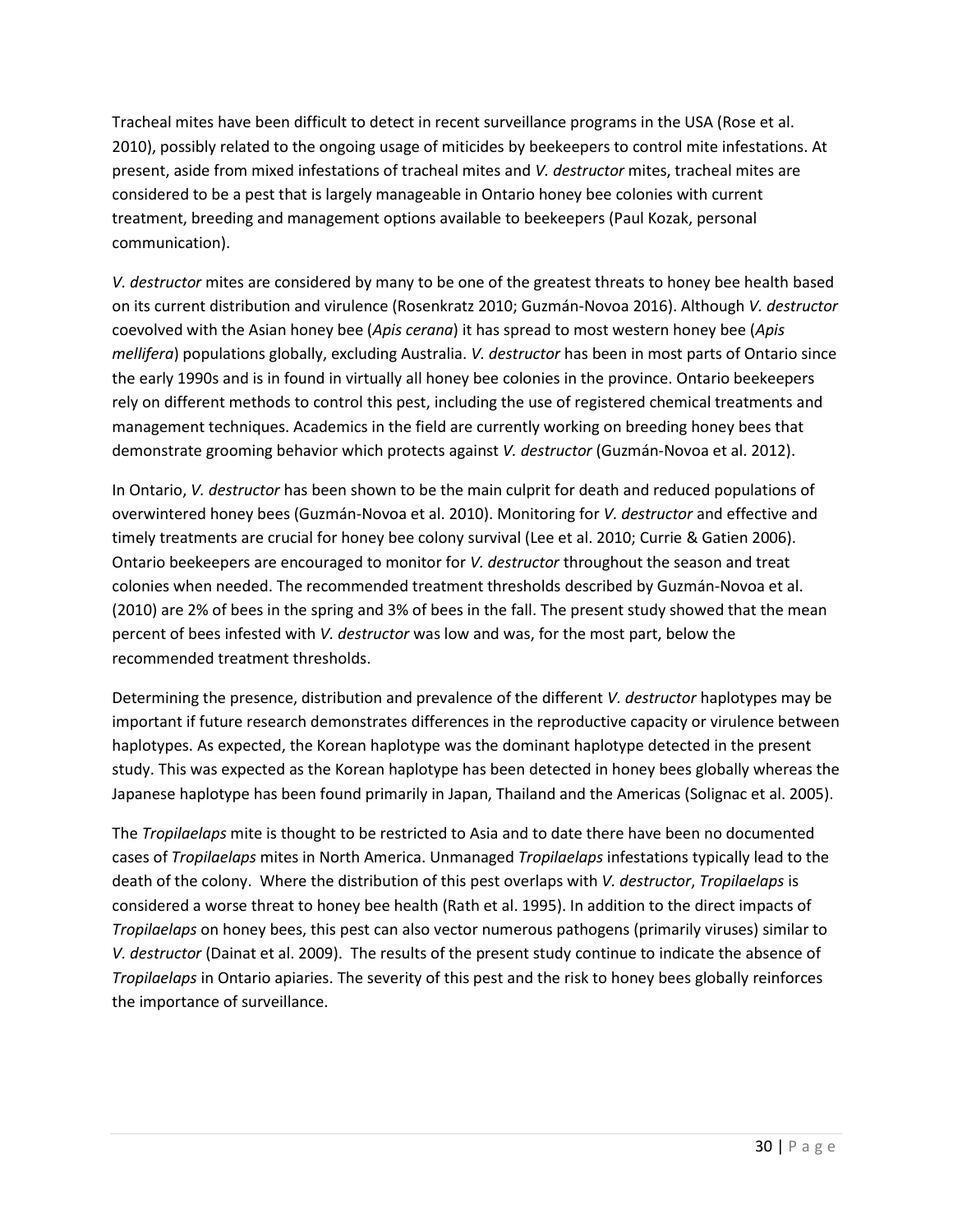Tracheal mites have been difficult to detect in recent surveillance programs in the USA (Rose et al. 2010), possibly related to the ongoing usage of miticides by beekeepers to control mite infestations. At present, aside from mixed infestations of tracheal mites and *V. destructor* mites, tracheal mites are considered to be a pest that is largely manageable in Ontario honey bee colonies with current treatment, breeding and management options available to beekeepers (Paul Kozak, personal communication).

*V. destructor* mites are considered by many to be one of the greatest threats to honey bee health based on its current distribution and virulence (Rosenkratz 2010; Guzmán-Novoa 2016). Although *V. destructor* coevolved with the Asian honey bee (*Apis cerana*) it has spread to most western honey bee (*Apis mellifera*) populations globally, excluding Australia. *V. destructor* has been in most parts of Ontario since the early 1990s and is in found in virtually all honey bee colonies in the province. Ontario beekeepers rely on different methods to control this pest, including the use of registered chemical treatments and management techniques. Academics in the field are currently working on breeding honey bees that demonstrate grooming behavior which protects against *V. destructor* (Guzmán-Novoa et al. 2012).

In Ontario, *V. destructor* has been shown to be the main culprit for death and reduced populations of overwintered honey bees (Guzmán-Novoa et al. 2010). Monitoring for *V. destructor* and effective and timely treatments are crucial for honey bee colony survival (Lee et al. 2010; Currie & Gatien 2006). Ontario beekeepers are encouraged to monitor for *V. destructor* throughout the season and treat colonies when needed. The recommended treatment thresholds described by Guzmán-Novoa et al. (2010) are 2% of bees in the spring and 3% of bees in the fall. The present study showed that the mean percent of bees infested with *V. destructor* was low and was, for the most part, below the recommended treatment thresholds.

Determining the presence, distribution and prevalence of the different *V. destructor* haplotypes may be important if future research demonstrates differences in the reproductive capacity or virulence between haplotypes. As expected, the Korean haplotype was the dominant haplotype detected in the present study. This was expected as the Korean haplotype has been detected in honey bees globally whereas the Japanese haplotype has been found primarily in Japan, Thailand and the Americas (Solignac et al. 2005).

The *Tropilaelaps* mite is thought to be restricted to Asia and to date there have been no documented cases of *Tropilaelaps* mites in North America. Unmanaged *Tropilaelaps* infestations typically lead to the death of the colony. Where the distribution of this pest overlaps with *V. destructor*, *Tropilaelaps* is considered a worse threat to honey bee health (Rath et al. 1995). In addition to the direct impacts of *Tropilaelaps* on honey bees, this pest can also vector numerous pathogens (primarily viruses) similar to *V. destructor* (Dainat et al. 2009). The results of the present study continue to indicate the absence of *Tropilaelaps* in Ontario apiaries. The severity of this pest and the risk to honey bees globally reinforces the importance of surveillance.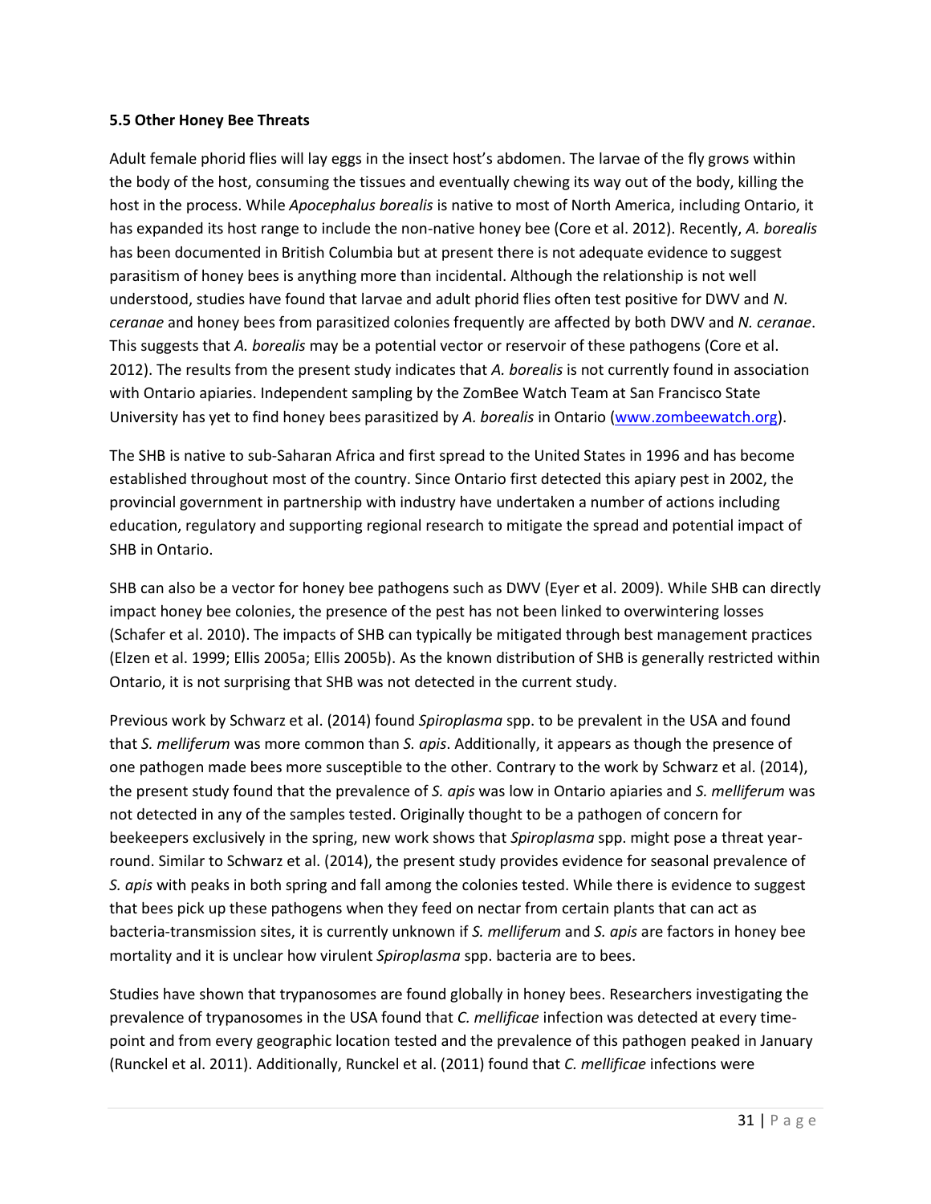**5.5 Other Honey Bee Threats**

Adult female phorid flies will lay eggs in the insect host's abdomen. The larvae of the fly grows within the body of the host, consuming the tissues and eventually chewing its way out of the body, killing the host in the process. While *Apocephalus borealis* is native to most of North America, including Ontario, it has expanded its host range to include the non-native honey bee (Core et al. 2012). Recently, *A. borealis* has been documented in British Columbia but at present there is not adequate evidence to suggest parasitism of honey bees is anything more than incidental. Although the relationship is not well understood, studies have found that larvae and adult phorid flies often test positive for DWV and *N. ceranae* and honey bees from parasitized colonies frequently are affected by both DWV and *N. ceranae*. This suggests that *A. borealis* may be a potential vector or reservoir of these pathogens (Core et al. 2012). The results from the present study indicates that *A. borealis* is not currently found in association with Ontario apiaries. Independent sampling by the ZomBee Watch Team at San Francisco State University has yet to find honey bees parasitized by *A. borealis* in Ontario (www.zombeewatch.org).

The SHB is native to sub-Saharan Africa and first spread to the United States in 1996 and has become established throughout most of the country. Since Ontario first detected this apiary pest in 2002, the provincial government in partnership with industry have undertaken a number of actions including education, regulatory and supporting regional research to mitigate the spread and potential impact of SHB in Ontario.

SHB can also be a vector for honey bee pathogens such as DWV (Eyer et al. 2009). While SHB can directly impact honey bee colonies, the presence of the pest has not been linked to overwintering losses (Schafer et al. 2010). The impacts of SHB can typically be mitigated through best management practices (Elzen et al. 1999; Ellis 2005a; Ellis 2005b). As the known distribution of SHB is generally restricted within Ontario, it is not surprising that SHB was not detected in the current study.

Previous work by Schwarz et al. (2014) found *Spiroplasma* spp. to be prevalent in the USA and found that *S. melliferum* was more common than *S. apis*. Additionally, it appears as though the presence of one pathogen made bees more susceptible to the other. Contrary to the work by Schwarz et al. (2014), the present study found that the prevalence of *S. apis* was low in Ontario apiaries and *S. melliferum* was not detected in any of the samples tested. Originally thought to be a pathogen of concern for beekeepers exclusively in the spring, new work shows that *Spiroplasma* spp. might pose a threat year-round. Similar to Schwarz et al. (2014), the present study provides evidence for seasonal prevalence of *S. apis* with peaks in both spring and fall among the colonies tested. While there is evidence to suggest that bees pick up these pathogens when they feed on nectar from certain plants that can act as bacteria-transmission sites, it is currently unknown if *S. melliferum* and *S. apis* are factors in honey bee mortality and it is unclear how virulent *Spiroplasma* spp. bacteria are to bees.

Studies have shown that trypanosomes are found globally in honey bees. Researchers investigating the prevalence of trypanosomes in the USA found that *C. mellificae* infection was detected at every time-point and from every geographic location tested and the prevalence of this pathogen peaked in January (Runckel et al. 2011). Additionally, Runckel et al. (2011) found that *C. mellificae* infections were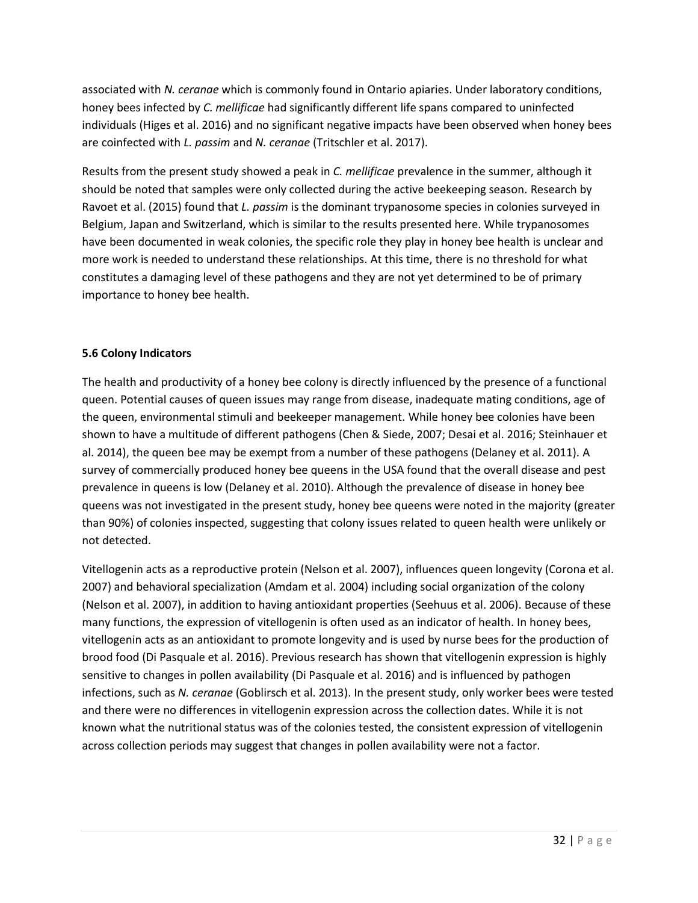associated with *N. ceranae* which is commonly found in Ontario apiaries. Under laboratory conditions, honey bees infected by *C. mellificae* had significantly different life spans compared to uninfected individuals (Higes et al. 2016) and no significant negative impacts have been observed when honey bees are coinfected with *L. passim* and *N. ceranae* (Tritschler et al. 2017).

Results from the present study showed a peak in *C. mellificae* prevalence in the summer, although it should be noted that samples were only collected during the active beekeeping season. Research by Ravoet et al. (2015) found that *L. passim* is the dominant trypanosome species in colonies surveyed in Belgium, Japan and Switzerland, which is similar to the results presented here. While trypanosomes have been documented in weak colonies, the specific role they play in honey bee health is unclear and more work is needed to understand these relationships. At this time, there is no threshold for what constitutes a damaging level of these pathogens and they are not yet determined to be of primary importance to honey bee health.

### 5.6 Colony Indicators

The health and productivity of a honey bee colony is directly influenced by the presence of a functional queen. Potential causes of queen issues may range from disease, inadequate mating conditions, age of the queen, environmental stimuli and beekeeper management. While honey bee colonies have been shown to have a multitude of different pathogens (Chen & Siede, 2007; Desai et al. 2016; Steinhauer et al. 2014), the queen bee may be exempt from a number of these pathogens (Delaney et al. 2011). A survey of commercially produced honey bee queens in the USA found that the overall disease and pest prevalence in queens is low (Delaney et al. 2010). Although the prevalence of disease in honey bee queens was not investigated in the present study, honey bee queens were noted in the majority (greater than 90%) of colonies inspected, suggesting that colony issues related to queen health were unlikely or not detected.

Vitellogenin acts as a reproductive protein (Nelson et al. 2007), influences queen longevity (Corona et al. 2007) and behavioral specialization (Amdam et al. 2004) including social organization of the colony (Nelson et al. 2007), in addition to having antioxidant properties (Seehuus et al. 2006). Because of these many functions, the expression of vitellogenin is often used as an indicator of health. In honey bees, vitellogenin acts as an antioxidant to promote longevity and is used by nurse bees for the production of brood food (Di Pasquale et al. 2016). Previous research has shown that vitellogenin expression is highly sensitive to changes in pollen availability (Di Pasquale et al. 2016) and is influenced by pathogen infections, such as *N. ceranae* (Goblirsch et al. 2013). In the present study, only worker bees were tested and there were no differences in vitellogenin expression across the collection dates. While it is not known what the nutritional status was of the colonies tested, the consistent expression of vitellogenin across collection periods may suggest that changes in pollen availability were not a factor.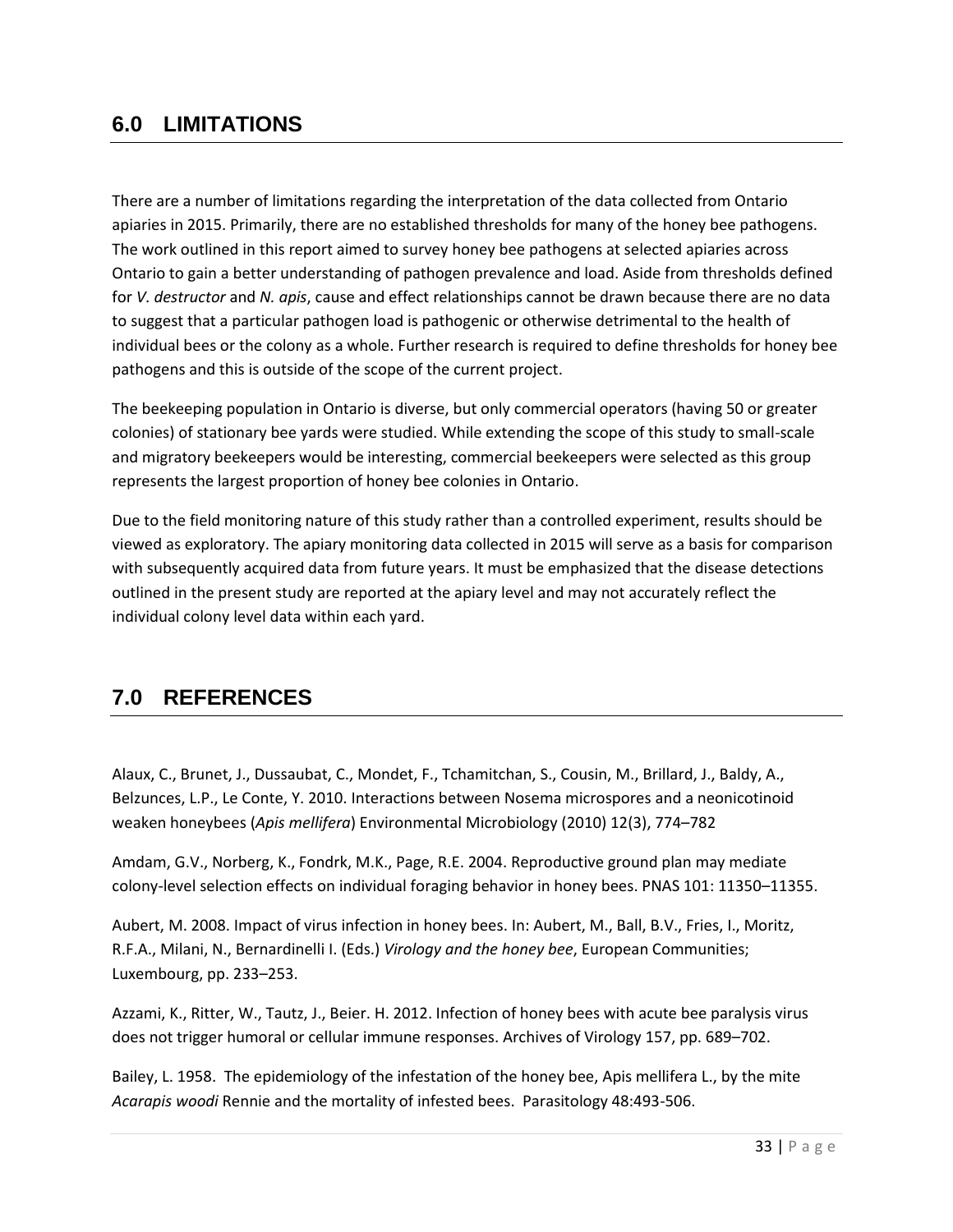## 6.0 LIMITATIONS

There are a number of limitations regarding the interpretation of the data collected from Ontario apiaries in 2015. Primarily, there are no established thresholds for many of the honey bee pathogens. The work outlined in this report aimed to survey honey bee pathogens at selected apiaries across Ontario to gain a better understanding of pathogen prevalence and load. Aside from thresholds defined for *V. destructor* and *N. apis*, cause and effect relationships cannot be drawn because there are no data to suggest that a particular pathogen load is pathogenic or otherwise detrimental to the health of individual bees or the colony as a whole. Further research is required to define thresholds for honey bee pathogens and this is outside of the scope of the current project.

The beekeeping population in Ontario is diverse, but only commercial operators (having 50 or greater colonies) of stationary bee yards were studied. While extending the scope of this study to small-scale and migratory beekeepers would be interesting, commercial beekeepers were selected as this group represents the largest proportion of honey bee colonies in Ontario.

Due to the field monitoring nature of this study rather than a controlled experiment, results should be viewed as exploratory. The apiary monitoring data collected in 2015 will serve as a basis for comparison with subsequently acquired data from future years. It must be emphasized that the disease detections outlined in the present study are reported at the apiary level and may not accurately reflect the individual colony level data within each yard.

## 7.0 REFERENCES

Alaux, C., Brunet, J., Dussaubat, C., Mondet, F., Tchamitchan, S., Cousin, M., Brillard, J., Baldy, A., Belzunces, L.P., Le Conte, Y. 2010. Interactions between Nosema microspores and a neonicotinoid weaken honeybees (*Apis mellifera*) Environmental Microbiology (2010) 12(3), 774–782

Amdam, G.V., Norberg, K., Fondrk, M.K., Page, R.E. 2004. Reproductive ground plan may mediate colony-level selection effects on individual foraging behavior in honey bees. PNAS 101: 11350–11355.

Aubert, M. 2008. Impact of virus infection in honey bees. In: Aubert, M., Ball, B.V., Fries, I., Moritz, R.F.A., Milani, N., Bernardinelli I. (Eds.) *Virology and the honey bee*, European Communities; Luxembourg, pp. 233–253.

Azzami, K., Ritter, W., Tautz, J., Beier. H. 2012. Infection of honey bees with acute bee paralysis virus does not trigger humoral or cellular immune responses. Archives of Virology 157, pp. 689–702.

Bailey, L. 1958. The epidemiology of the infestation of the honey bee, Apis mellifera L., by the mite *Acarapis woodi* Rennie and the mortality of infested bees. Parasitology 48:493-506.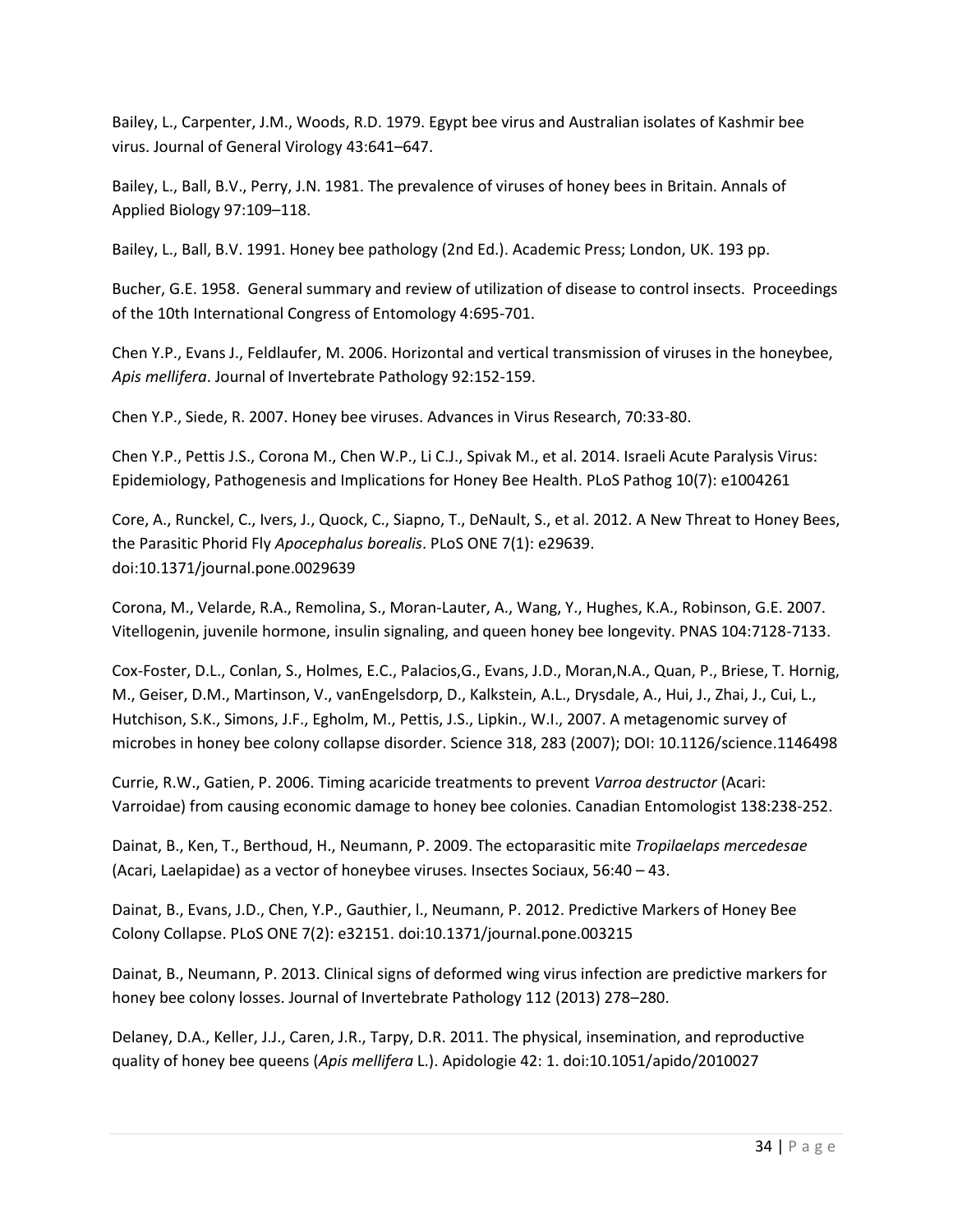Bailey, L., Carpenter, J.M., Woods, R.D. 1979. Egypt bee virus and Australian isolates of Kashmir bee virus. Journal of General Virology 43:641–647.

Bailey, L., Ball, B.V., Perry, J.N. 1981. The prevalence of viruses of honey bees in Britain. Annals of Applied Biology 97:109–118.

Bailey, L., Ball, B.V. 1991. Honey bee pathology (2nd Ed.). Academic Press; London, UK. 193 pp.

Bucher, G.E. 1958. General summary and review of utilization of disease to control insects. Proceedings of the 10th International Congress of Entomology 4:695-701.

Chen Y.P., Evans J., Feldlaufer, M. 2006. Horizontal and vertical transmission of viruses in the honeybee, *Apis mellifera*. Journal of Invertebrate Pathology 92:152-159.

Chen Y.P., Siede, R. 2007. Honey bee viruses. Advances in Virus Research, 70:33-80.

Chen Y.P., Pettis J.S., Corona M., Chen W.P., Li C.J., Spivak M., et al. 2014. Israeli Acute Paralysis Virus: Epidemiology, Pathogenesis and Implications for Honey Bee Health. PLoS Pathog 10(7): e1004261

Core, A., Runckel, C., Ivers, J., Quock, C., Siapno, T., DeNault, S., et al. 2012. A New Threat to Honey Bees, the Parasitic Phorid Fly *Apocephalus borealis*. PLoS ONE 7(1): e29639. doi:10.1371/journal.pone.0029639

Corona, M., Velarde, R.A., Remolina, S., Moran-Lauter, A., Wang, Y., Hughes, K.A., Robinson, G.E. 2007. Vitellogenin, juvenile hormone, insulin signaling, and queen honey bee longevity. PNAS 104:7128-7133.

Cox-Foster, D.L., Conlan, S., Holmes, E.C., Palacios,G., Evans, J.D., Moran,N.A., Quan, P., Briese, T. Hornig, M., Geiser, D.M., Martinson, V., vanEngelsdorp, D., Kalkstein, A.L., Drysdale, A., Hui, J., Zhai, J., Cui, L., Hutchison, S.K., Simons, J.F., Egholm, M., Pettis, J.S., Lipkin., W.I., 2007. A metagenomic survey of microbes in honey bee colony collapse disorder. Science 318, 283 (2007); DOI: 10.1126/science.1146498

Currie, R.W., Gatien, P. 2006. Timing acaricide treatments to prevent *Varroa destructor* (Acari: Varroidae) from causing economic damage to honey bee colonies. Canadian Entomologist 138:238-252.

Dainat, B., Ken, T., Berthoud, H., Neumann, P. 2009. The ectoparasitic mite *Tropilaelaps mercedesae* (Acari, Laelapidae) as a vector of honeybee viruses. Insectes Sociaux, 56:40 – 43.

Dainat, B., Evans, J.D., Chen, Y.P., Gauthier, l., Neumann, P. 2012. Predictive Markers of Honey Bee Colony Collapse. PLoS ONE 7(2): e32151. doi:10.1371/journal.pone.003215

Dainat, B., Neumann, P. 2013. Clinical signs of deformed wing virus infection are predictive markers for honey bee colony losses. Journal of Invertebrate Pathology 112 (2013) 278–280.

Delaney, D.A., Keller, J.J., Caren, J.R., Tarpy, D.R. 2011. The physical, insemination, and reproductive quality of honey bee queens (*Apis mellifera* L.). Apidologie 42: 1. doi:10.1051/apido/2010027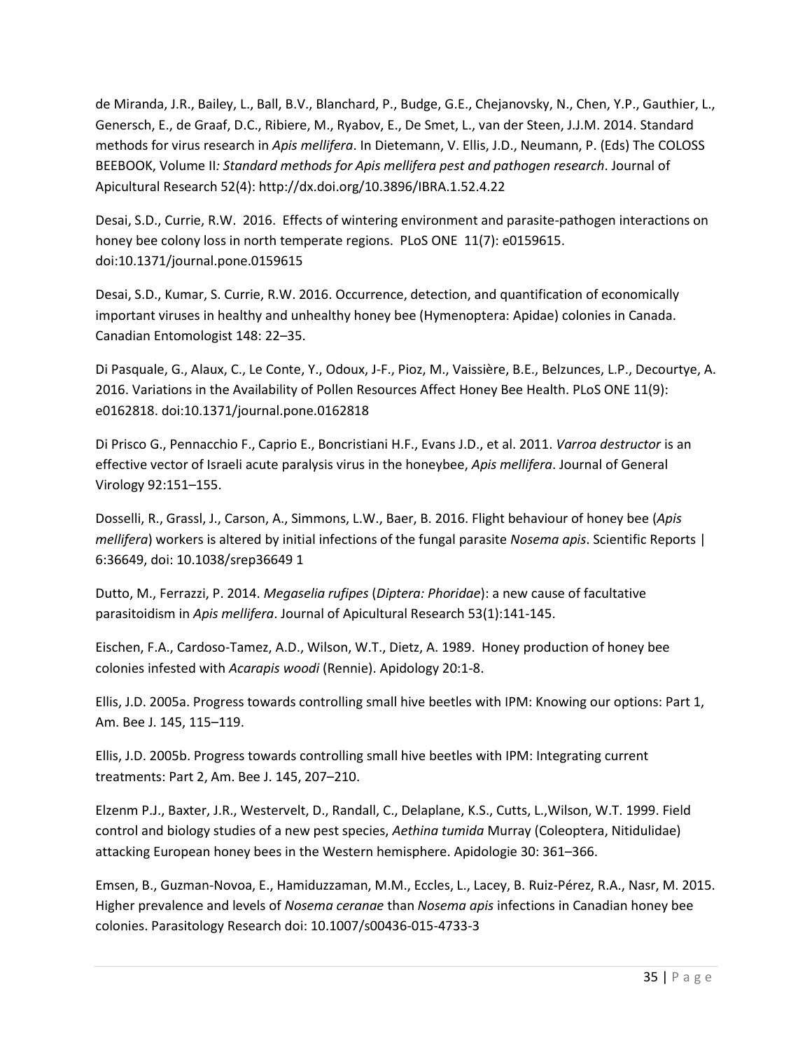de Miranda, J.R., Bailey, L., Ball, B.V., Blanchard, P., Budge, G.E., Chejanovsky, N., Chen, Y.P., Gauthier, L., Genersch, E., de Graaf, D.C., Ribiere, M., Ryabov, E., De Smet, L., van der Steen, J.J.M. 2014. Standard methods for virus research in *Apis mellifera*. In Dietemann, V. Ellis, J.D., Neumann, P. (Eds) The COLOSS BEEBOOK, Volume II*: Standard methods for Apis mellifera pest and pathogen research*. Journal of Apicultural Research 52(4): http://dx.doi.org/10.3896/IBRA.1.52.4.22

Desai, S.D., Currie, R.W. 2016. Effects of wintering environment and parasite-pathogen interactions on honey bee colony loss in north temperate regions. PLoS ONE 11(7): e0159615. doi:10.1371/journal.pone.0159615

Desai, S.D., Kumar, S. Currie, R.W. 2016. Occurrence, detection, and quantification of economically important viruses in healthy and unhealthy honey bee (Hymenoptera: Apidae) colonies in Canada. Canadian Entomologist 148: 22–35.

Di Pasquale, G., Alaux, C., Le Conte, Y., Odoux, J-F., Pioz, M., Vaissière, B.E., Belzunces, L.P., Decourtye, A. 2016. Variations in the Availability of Pollen Resources Affect Honey Bee Health. PLoS ONE 11(9): e0162818. doi:10.1371/journal.pone.0162818

Di Prisco G., Pennacchio F., Caprio E., Boncristiani H.F., Evans J.D., et al. 2011. *Varroa destructor* is an effective vector of Israeli acute paralysis virus in the honeybee, *Apis mellifera*. Journal of General Virology 92:151–155.

Dosselli, R., Grassl, J., Carson, A., Simmons, L.W., Baer, B. 2016. Flight behaviour of honey bee (*Apis mellifera*) workers is altered by initial infections of the fungal parasite *Nosema apis*. Scientific Reports | 6:36649, doi: 10.1038/srep36649 1

Dutto, M., Ferrazzi, P. 2014. *Megaselia rufipes* (*Diptera: Phoridae*): a new cause of facultative parasitoidism in *Apis mellifera*. Journal of Apicultural Research 53(1):141-145.

Eischen, F.A., Cardoso-Tamez, A.D., Wilson, W.T., Dietz, A. 1989. Honey production of honey bee colonies infested with *Acarapis woodi* (Rennie). Apidology 20:1-8.

Ellis, J.D. 2005a. Progress towards controlling small hive beetles with IPM: Knowing our options: Part 1, Am. Bee J. 145, 115–119.

Ellis, J.D. 2005b. Progress towards controlling small hive beetles with IPM: Integrating current treatments: Part 2, Am. Bee J. 145, 207–210.

Elzenm P.J., Baxter, J.R., Westervelt, D., Randall, C., Delaplane, K.S., Cutts, L.,Wilson, W.T. 1999. Field control and biology studies of a new pest species, *Aethina tumida* Murray (Coleoptera, Nitidulidae) attacking European honey bees in the Western hemisphere. Apidologie 30: 361–366.

Emsen, B., Guzman-Novoa, E., Hamiduzzaman, M.M., Eccles, L., Lacey, B. Ruiz-Pérez, R.A., Nasr, M. 2015. Higher prevalence and levels of *Nosema ceranae* than *Nosema apis* infections in Canadian honey bee colonies. Parasitology Research doi: 10.1007/s00436-015-4733-3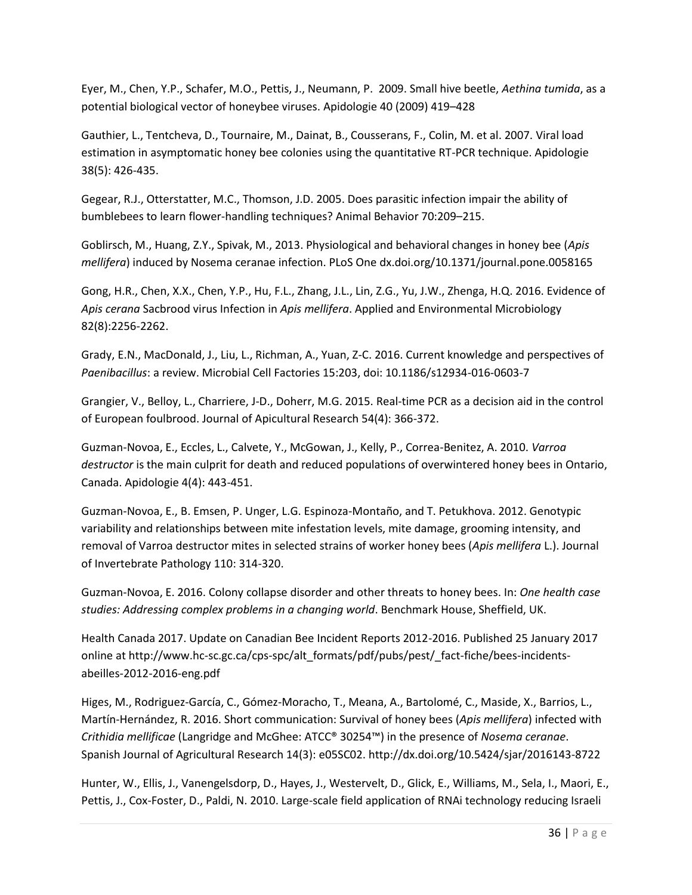Eyer, M., Chen, Y.P., Schafer, M.O., Pettis, J., Neumann, P.  2009. Small hive beetle, *Aethina tumida*, as a potential biological vector of honeybee viruses. Apidologie 40 (2009) 419–428

Gauthier, L., Tentcheva, D., Tournaire, M., Dainat, B., Cousserans, F., Colin, M. et al. 2007. Viral load estimation in asymptomatic honey bee colonies using the quantitative RT-PCR technique. Apidologie 38(5): 426-435.

Gegear, R.J., Otterstatter, M.C., Thomson, J.D. 2005. Does parasitic infection impair the ability of bumblebees to learn flower-handling techniques? Animal Behavior 70:209–215.

Goblirsch, M., Huang, Z.Y., Spivak, M., 2013. Physiological and behavioral changes in honey bee (*Apis mellifera*) induced by Nosema ceranae infection. PLoS One dx.doi.org/10.1371/journal.pone.0058165

Gong, H.R., Chen, X.X., Chen, Y.P., Hu, F.L., Zhang, J.L., Lin, Z.G., Yu, J.W., Zhenga, H.Q. 2016. Evidence of *Apis cerana* Sacbrood virus Infection in *Apis mellifera*. Applied and Environmental Microbiology 82(8):2256-2262.

Grady, E.N., MacDonald, J., Liu, L., Richman, A., Yuan, Z-C. 2016. Current knowledge and perspectives of *Paenibacillus*: a review. Microbial Cell Factories 15:203, doi: 10.1186/s12934-016-0603-7

Grangier, V., Belloy, L., Charriere, J-D., Doherr, M.G. 2015. Real-time PCR as a decision aid in the control of European foulbrood. Journal of Apicultural Research 54(4): 366-372.

Guzman-Novoa, E., Eccles, L., Calvete, Y., McGowan, J., Kelly, P., Correa-Benitez, A. 2010. *Varroa destructor* is the main culprit for death and reduced populations of overwintered honey bees in Ontario, Canada. Apidologie 4(4): 443-451.

Guzman-Novoa, E., B. Emsen, P. Unger, L.G. Espinoza-Montaño, and T. Petukhova. 2012. Genotypic variability and relationships between mite infestation levels, mite damage, grooming intensity, and removal of Varroa destructor mites in selected strains of worker honey bees (*Apis mellifera* L.). Journal of Invertebrate Pathology 110: 314-320.

Guzman-Novoa, E. 2016. Colony collapse disorder and other threats to honey bees. In: *One health case studies: Addressing complex problems in a changing world*. Benchmark House, Sheffield, UK.

Health Canada 2017. Update on Canadian Bee Incident Reports 2012-2016. Published 25 January 2017 online at http://www.hc-sc.gc.ca/cps-spc/alt_formats/pdf/pubs/pest/_fact-fiche/bees-incidents-abeilles-2012-2016-eng.pdf

Higes, M., Rodriguez-García, C., Gómez-Moracho, T., Meana, A., Bartolomé, C., Maside, X., Barrios, L., Martín-Hernández, R. 2016. Short communication: Survival of honey bees (*Apis mellifera*) infected with *Crithidia mellificae* (Langridge and McGhee: ATCC® 30254™) in the presence of *Nosema ceranae*. Spanish Journal of Agricultural Research 14(3): e05SC02. http://dx.doi.org/10.5424/sjar/2016143-8722

Hunter, W., Ellis, J., Vanengelsdorp, D., Hayes, J., Westervelt, D., Glick, E., Williams, M., Sela, I., Maori, E., Pettis, J., Cox-Foster, D., Paldi, N. 2010. Large-scale field application of RNAi technology reducing Israeli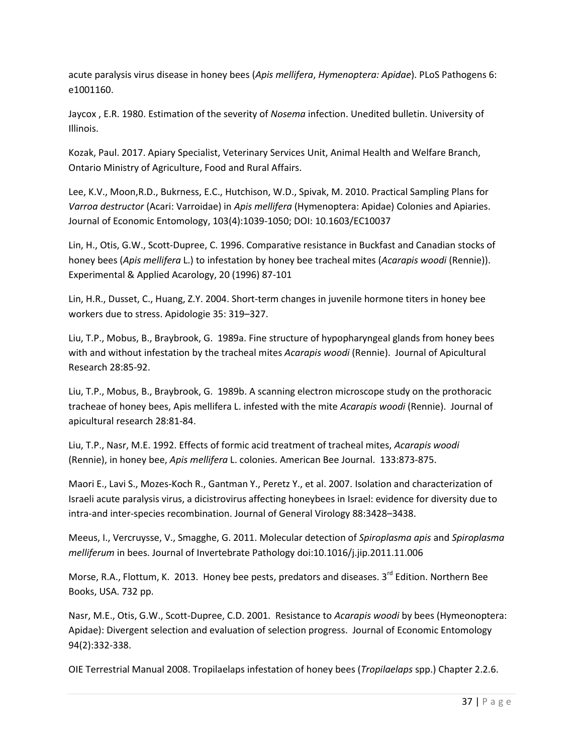acute paralysis virus disease in honey bees (*Apis mellifera*, *Hymenoptera: Apidae*). PLoS Pathogens 6: e1001160.

Jaycox , E.R. 1980. Estimation of the severity of *Nosema* infection. Unedited bulletin. University of Illinois.

Kozak, Paul. 2017. Apiary Specialist, Veterinary Services Unit, Animal Health and Welfare Branch, Ontario Ministry of Agriculture, Food and Rural Affairs.

Lee, K.V., Moon,R.D., Bukrness, E.C., Hutchison, W.D., Spivak, M. 2010. Practical Sampling Plans for *Varroa destructor* (Acari: Varroidae) in *Apis mellifera* (Hymenoptera: Apidae) Colonies and Apiaries. Journal of Economic Entomology, 103(4):1039-1050; DOI: 10.1603/EC10037

Lin, H., Otis, G.W., Scott-Dupree, C. 1996. Comparative resistance in Buckfast and Canadian stocks of honey bees (*Apis mellifera* L.) to infestation by honey bee tracheal mites (*Acarapis woodi* (Rennie)). Experimental & Applied Acarology, 20 (1996) 87-101

Lin, H.R., Dusset, C., Huang, Z.Y. 2004. Short-term changes in juvenile hormone titers in honey bee workers due to stress. Apidologie 35: 319–327.

Liu, T.P., Mobus, B., Braybrook, G. 1989a. Fine structure of hypopharyngeal glands from honey bees with and without infestation by the tracheal mites *Acarapis woodi* (Rennie). Journal of Apicultural Research 28:85-92.

Liu, T.P., Mobus, B., Braybrook, G. 1989b. A scanning electron microscope study on the prothoracic tracheae of honey bees, Apis mellifera L. infested with the mite *Acarapis woodi* (Rennie). Journal of apicultural research 28:81-84.

Liu, T.P., Nasr, M.E. 1992. Effects of formic acid treatment of tracheal mites, *Acarapis woodi* (Rennie), in honey bee, *Apis mellifera* L. colonies. American Bee Journal. 133:873-875.

Maori E., Lavi S., Mozes-Koch R., Gantman Y., Peretz Y., et al. 2007. Isolation and characterization of Israeli acute paralysis virus, a dicistrovirus affecting honeybees in Israel: evidence for diversity due to intra-and inter-species recombination. Journal of General Virology 88:3428–3438.

Meeus, I., Vercruysse, V., Smagghe, G. 2011. Molecular detection of *Spiroplasma apis* and *Spiroplasma melliferum* in bees. Journal of Invertebrate Pathology doi:10.1016/j.jip.2011.11.006

Morse, R.A., Flottum, K. 2013. Honey bee pests, predators and diseases. 3rd Edition. Northern Bee Books, USA. 732 pp.

Nasr, M.E., Otis, G.W., Scott-Dupree, C.D. 2001. Resistance to *Acarapis woodi* by bees (Hymeonoptera: Apidae): Divergent selection and evaluation of selection progress. Journal of Economic Entomology 94(2):332-338.

OIE Terrestrial Manual 2008. Tropilaelaps infestation of honey bees (*Tropilaelaps* spp.) Chapter 2.2.6.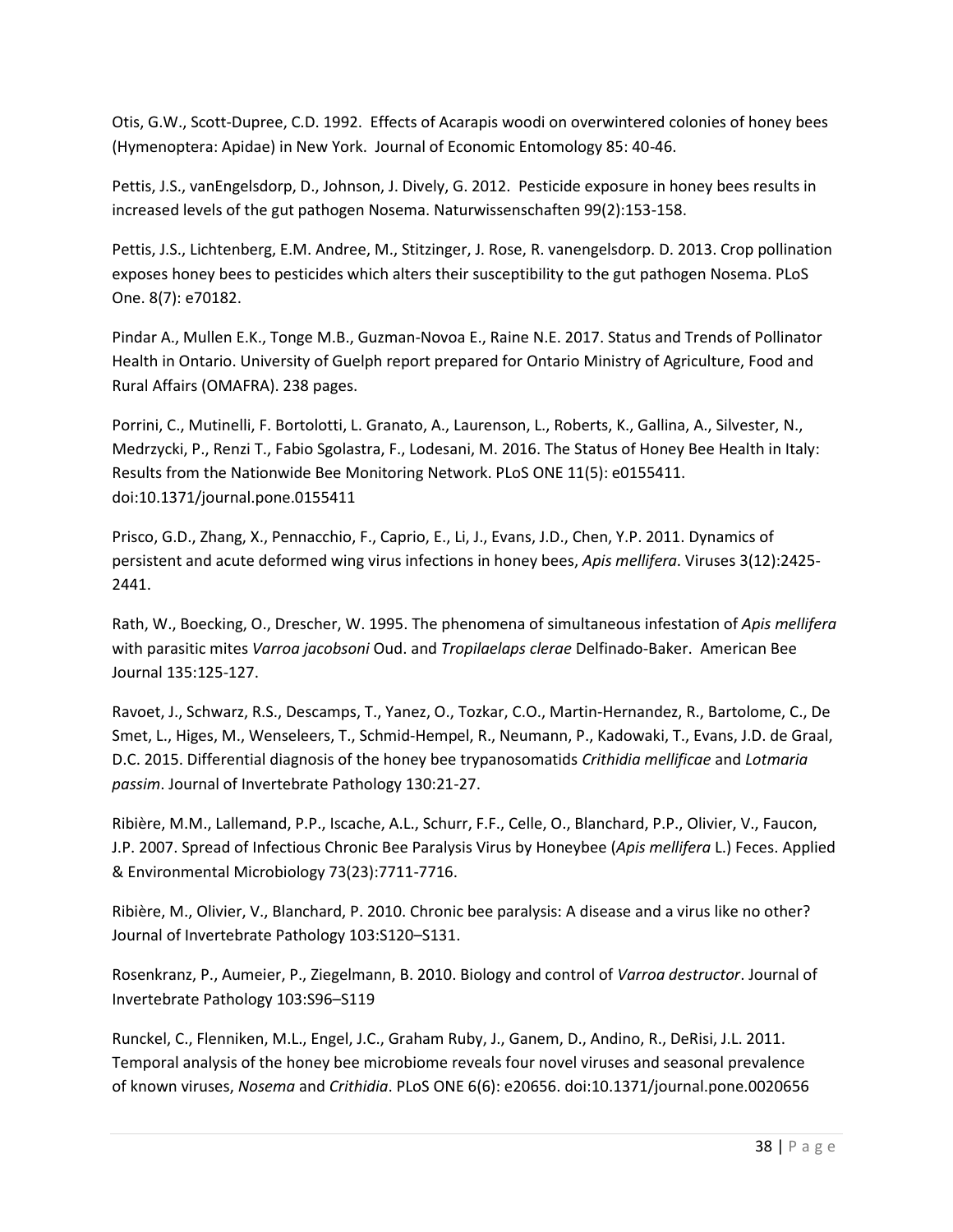Otis, G.W., Scott-Dupree, C.D. 1992. Effects of Acarapis woodi on overwintered colonies of honey bees (Hymenoptera: Apidae) in New York. Journal of Economic Entomology 85: 40-46.

Pettis, J.S., vanEngelsdorp, D., Johnson, J. Dively, G. 2012. Pesticide exposure in honey bees results in increased levels of the gut pathogen Nosema. Naturwissenschaften 99(2):153-158.

Pettis, J.S., Lichtenberg, E.M. Andree, M., Stitzinger, J. Rose, R. vanengelsdorp. D. 2013. Crop pollination exposes honey bees to pesticides which alters their susceptibility to the gut pathogen Nosema. PLoS One. 8(7): e70182.

Pindar A., Mullen E.K., Tonge M.B., Guzman-Novoa E., Raine N.E. 2017. Status and Trends of Pollinator Health in Ontario. University of Guelph report prepared for Ontario Ministry of Agriculture, Food and Rural Affairs (OMAFRA). 238 pages.

Porrini, C., Mutinelli, F. Bortolotti, L. Granato, A., Laurenson, L., Roberts, K., Gallina, A., Silvester, N., Medrzycki, P., Renzi T., Fabio Sgolastra, F., Lodesani, M. 2016. The Status of Honey Bee Health in Italy: Results from the Nationwide Bee Monitoring Network. PLoS ONE 11(5): e0155411. doi:10.1371/journal.pone.0155411

Prisco, G.D., Zhang, X., Pennacchio, F., Caprio, E., Li, J., Evans, J.D., Chen, Y.P. 2011. Dynamics of persistent and acute deformed wing virus infections in honey bees, *Apis mellifera*. Viruses 3(12):2425-2441.

Rath, W., Boecking, O., Drescher, W. 1995. The phenomena of simultaneous infestation of *Apis mellifera* with parasitic mites *Varroa jacobsoni* Oud. and *Tropilaelaps clerae* Delfinado-Baker. American Bee Journal 135:125-127.

Ravoet, J., Schwarz, R.S., Descamps, T., Yanez, O., Tozkar, C.O., Martin-Hernandez, R., Bartolome, C., De Smet, L., Higes, M., Wenseleers, T., Schmid-Hempel, R., Neumann, P., Kadowaki, T., Evans, J.D. de Graal, D.C. 2015. Differential diagnosis of the honey bee trypanosomatids *Crithidia mellificae* and *Lotmaria passim*. Journal of Invertebrate Pathology 130:21-27.

Ribière, M.M., Lallemand, P.P., Iscache, A.L., Schurr, F.F., Celle, O., Blanchard, P.P., Olivier, V., Faucon, J.P. 2007. Spread of Infectious Chronic Bee Paralysis Virus by Honeybee (*Apis mellifera* L.) Feces. Applied & Environmental Microbiology 73(23):7711-7716.

Ribière, M., Olivier, V., Blanchard, P. 2010. Chronic bee paralysis: A disease and a virus like no other? Journal of Invertebrate Pathology 103:S120–S131.

Rosenkranz, P., Aumeier, P., Ziegelmann, B. 2010. Biology and control of *Varroa destructor*. Journal of Invertebrate Pathology 103:S96–S119

Runckel, C., Flenniken, M.L., Engel, J.C., Graham Ruby, J., Ganem, D., Andino, R., DeRisi, J.L. 2011. Temporal analysis of the honey bee microbiome reveals four novel viruses and seasonal prevalence of known viruses, *Nosema* and *Crithidia*. PLoS ONE 6(6): e20656. doi:10.1371/journal.pone.0020656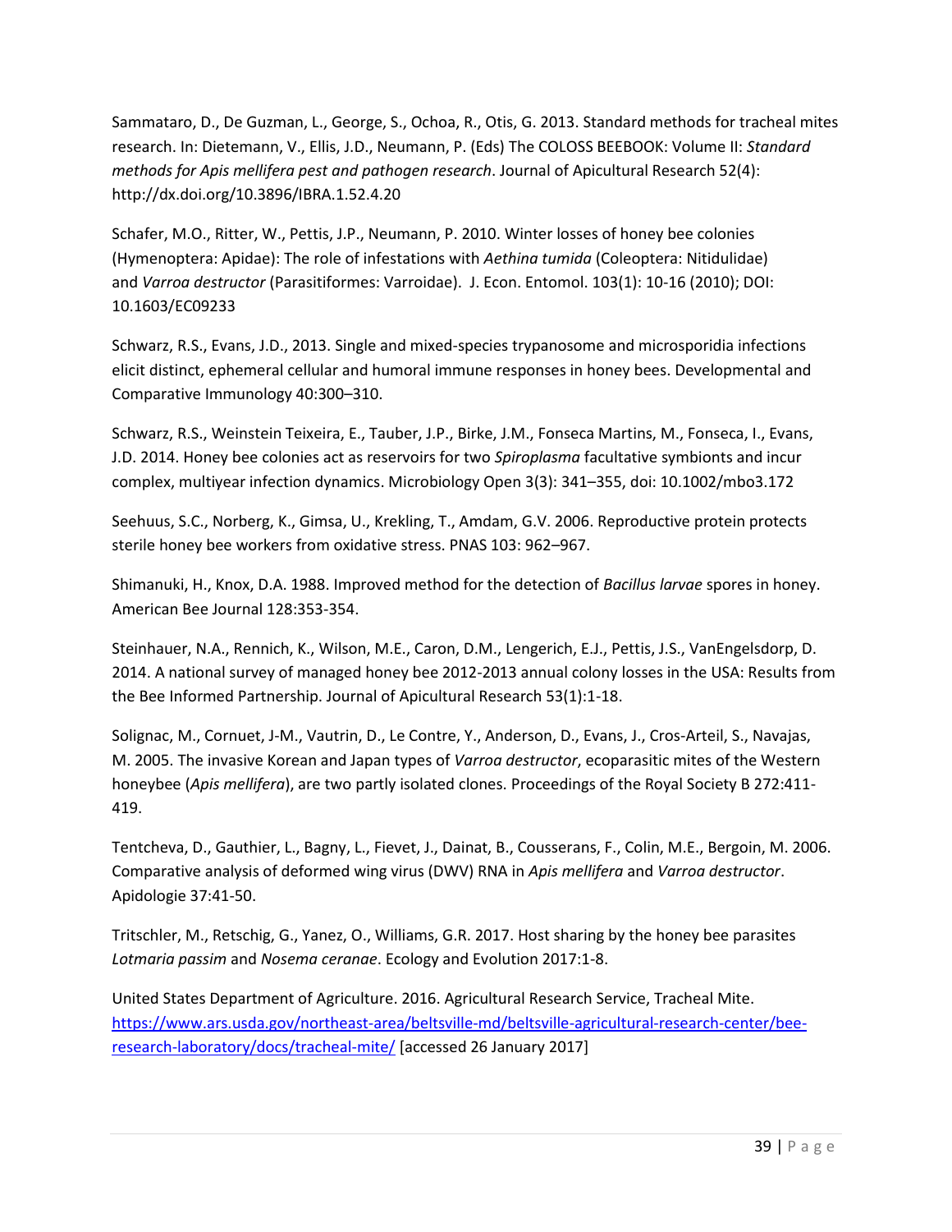Sammataro, D., De Guzman, L., George, S., Ochoa, R., Otis, G. 2013. Standard methods for tracheal mites research. In: Dietemann, V., Ellis, J.D., Neumann, P. (Eds) The COLOSS BEEBOOK: Volume II: *Standard methods for Apis mellifera pest and pathogen research*. Journal of Apicultural Research 52(4): http://dx.doi.org/10.3896/IBRA.1.52.4.20

Schafer, M.O., Ritter, W., Pettis, J.P., Neumann, P. 2010. Winter losses of honey bee colonies (Hymenoptera: Apidae): The role of infestations with *Aethina tumida* (Coleoptera: Nitidulidae) and *Varroa destructor* (Parasitiformes: Varroidae). J. Econ. Entomol. 103(1): 10-16 (2010); DOI: 10.1603/EC09233

Schwarz, R.S., Evans, J.D., 2013. Single and mixed-species trypanosome and microsporidia infections elicit distinct, ephemeral cellular and humoral immune responses in honey bees. Developmental and Comparative Immunology 40:300–310.

Schwarz, R.S., Weinstein Teixeira, E., Tauber, J.P., Birke, J.M., Fonseca Martins, M., Fonseca, I., Evans, J.D. 2014. Honey bee colonies act as reservoirs for two *Spiroplasma* facultative symbionts and incur complex, multiyear infection dynamics. Microbiology Open 3(3): 341–355, doi: 10.1002/mbo3.172

Seehuus, S.C., Norberg, K., Gimsa, U., Krekling, T., Amdam, G.V. 2006. Reproductive protein protects sterile honey bee workers from oxidative stress. PNAS 103: 962–967.

Shimanuki, H., Knox, D.A. 1988. Improved method for the detection of *Bacillus larvae* spores in honey. American Bee Journal 128:353-354.

Steinhauer, N.A., Rennich, K., Wilson, M.E., Caron, D.M., Lengerich, E.J., Pettis, J.S., VanEngelsdorp, D. 2014. A national survey of managed honey bee 2012-2013 annual colony losses in the USA: Results from the Bee Informed Partnership. Journal of Apicultural Research 53(1):1-18.

Solignac, M., Cornuet, J-M., Vautrin, D., Le Contre, Y., Anderson, D., Evans, J., Cros-Arteil, S., Navajas, M. 2005. The invasive Korean and Japan types of *Varroa destructor*, ecoparasitic mites of the Western honeybee (*Apis mellifera*), are two partly isolated clones. Proceedings of the Royal Society B 272:411-419.

Tentcheva, D., Gauthier, L., Bagny, L., Fievet, J., Dainat, B., Cousserans, F., Colin, M.E., Bergoin, M. 2006. Comparative analysis of deformed wing virus (DWV) RNA in *Apis mellifera* and *Varroa destructor*. Apidologie 37:41-50.

Tritschler, M., Retschig, G., Yanez, O., Williams, G.R. 2017. Host sharing by the honey bee parasites *Lotmaria passim* and *Nosema ceranae*. Ecology and Evolution 2017:1-8.

United States Department of Agriculture. 2016. Agricultural Research Service, Tracheal Mite. [https://www.ars.usda.gov/northeast-area/beltsville-md/beltsville-agricultural-research-center/bee-research-laboratory/docs/tracheal-mite/](https://www.ars.usda.gov/northeast-area/beltsville-md/beltsville-agricultural-research-center/bee-research-laboratory/docs/tracheal-mite/) [accessed 26 January 2017]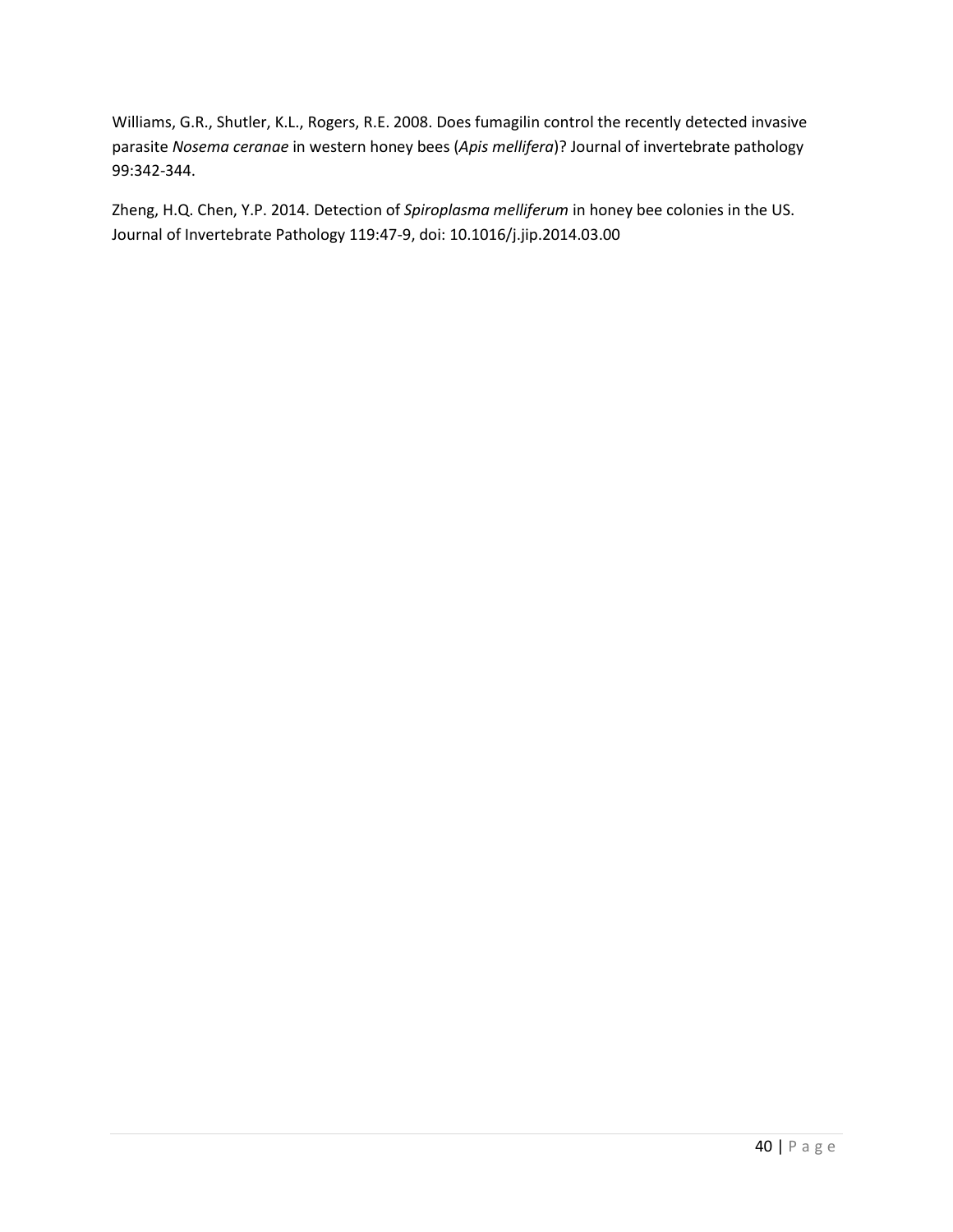Williams, G.R., Shutler, K.L., Rogers, R.E. 2008. Does fumagilin control the recently detected invasive parasite *Nosema ceranae* in western honey bees (*Apis mellifera*)? Journal of invertebrate pathology 99:342-344.

Zheng, H.Q. Chen, Y.P. 2014. Detection of *Spiroplasma melliferum* in honey bee colonies in the US. Journal of Invertebrate Pathology 119:47-9, doi: 10.1016/j.jip.2014.03.00